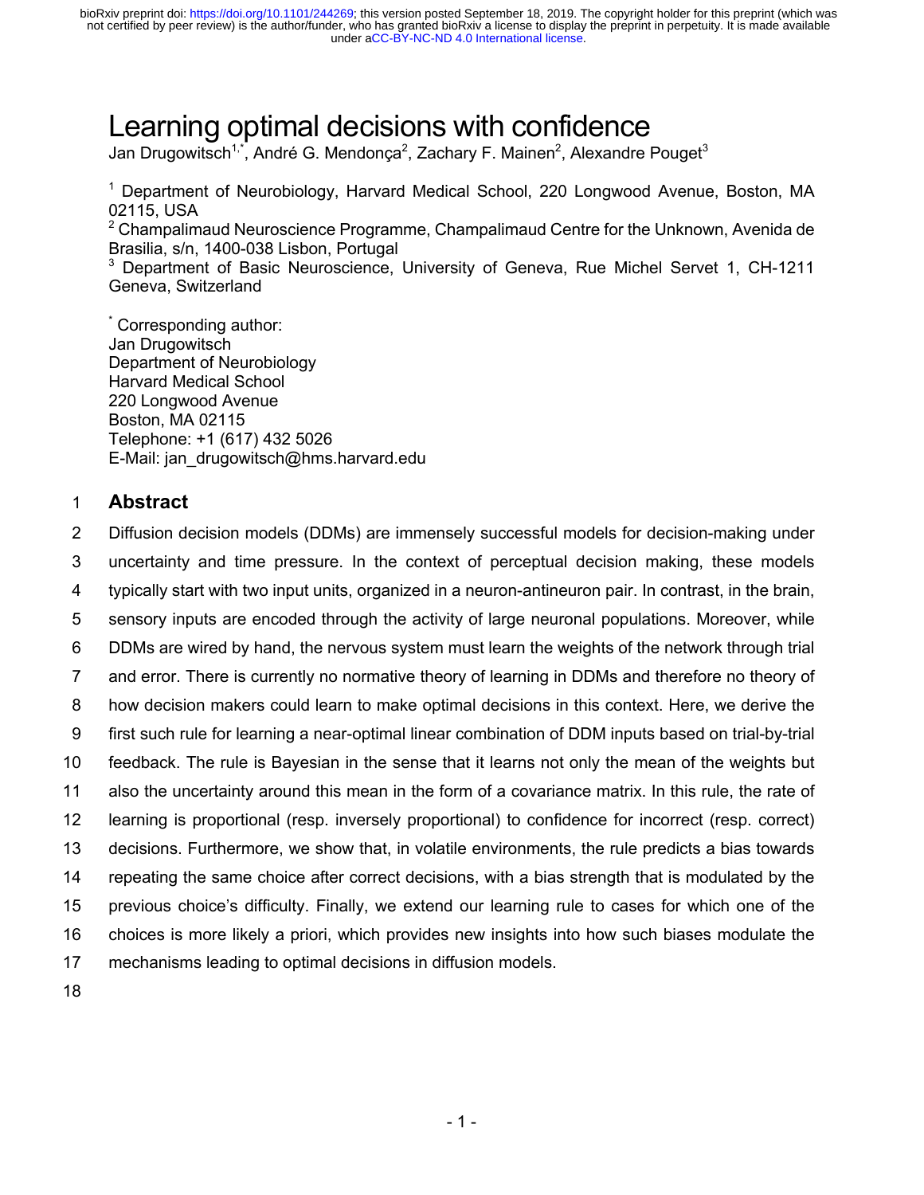# Learning optimal decisions with confidence

Jan Drugowitsch[1,*], André G. Mendonça[2], Zachary F. Mainen[2], Alexandre Pouget[3]

[1] Department of Neurobiology, Harvard Medical School, 220 Longwood Avenue, Boston, MA 02115, USA

[2] Champalimaud Neuroscience Programme, Champalimaud Centre for the Unknown, Avenida de Brasilia, s/n, 1400-038 Lisbon, Portugal

[3] Department of Basic Neuroscience, University of Geneva, Rue Michel Servet 1, CH-1211 Geneva, Switzerland

[*] Corresponding author:
Jan Drugowitsch
Department of Neurobiology
Harvard Medical School
220 Longwood Avenue
Boston, MA 02115
Telephone: +1 (617) 432 5026
E-Mail: jan_drugowitsch@hms.harvard.edu

## Abstract

Diffusion decision models (DDMs) are immensely successful models for decision-making under uncertainty and time pressure. In the context of perceptual decision making, these models typically start with two input units, organized in a neuron-antineuron pair. In contrast, in the brain, sensory inputs are encoded through the activity of large neuronal populations. Moreover, while DDMs are wired by hand, the nervous system must learn the weights of the network through trial and error. There is currently no normative theory of learning in DDMs and therefore no theory of how decision makers could learn to make optimal decisions in this context. Here, we derive the first such rule for learning a near-optimal linear combination of DDM inputs based on trial-by-trial feedback. The rule is Bayesian in the sense that it learns not only the mean of the weights but also the uncertainty around this mean in the form of a covariance matrix. In this rule, the rate of learning is proportional (resp. inversely proportional) to confidence for incorrect (resp. correct) decisions. Furthermore, we show that, in volatile environments, the rule predicts a bias towards repeating the same choice after correct decisions, with a bias strength that is modulated by the previous choice's difficulty. Finally, we extend our learning rule to cases for which one of the choices is more likely a priori, which provides new insights into how such biases modulate the mechanisms leading to optimal decisions in diffusion models.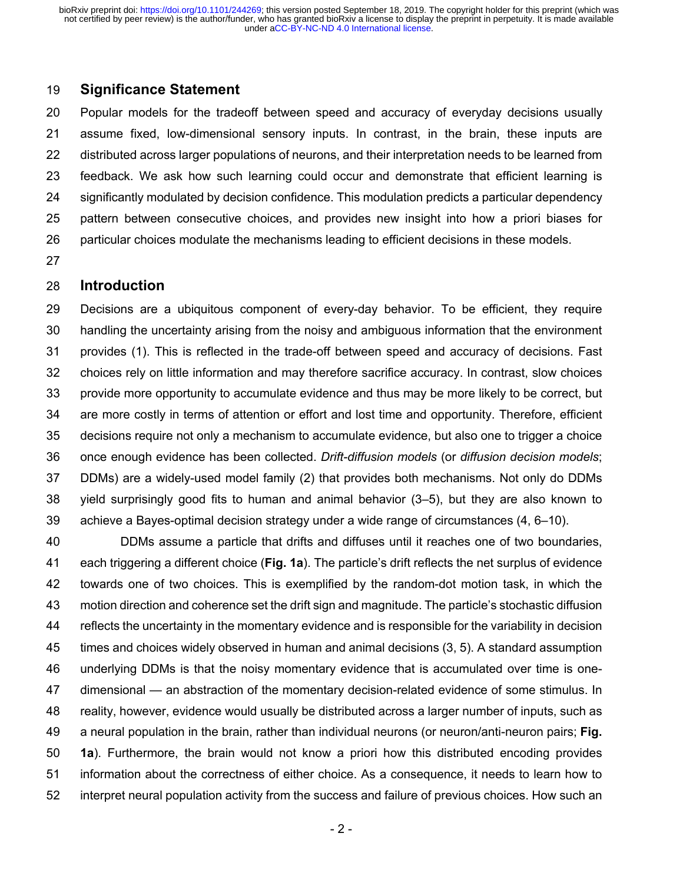## Significance Statement

Popular models for the tradeoff between speed and accuracy of everyday decisions usually assume fixed, low-dimensional sensory inputs. In contrast, in the brain, these inputs are distributed across larger populations of neurons, and their interpretation needs to be learned from feedback. We ask how such learning could occur and demonstrate that efficient learning is significantly modulated by decision confidence. This modulation predicts a particular dependency pattern between consecutive choices, and provides new insight into how a priori biases for particular choices modulate the mechanisms leading to efficient decisions in these models.

## Introduction

Decisions are a ubiquitous component of every-day behavior. To be efficient, they require handling the uncertainty arising from the noisy and ambiguous information that the environment provides (1). This is reflected in the trade-off between speed and accuracy of decisions. Fast choices rely on little information and may therefore sacrifice accuracy. In contrast, slow choices provide more opportunity to accumulate evidence and thus may be more likely to be correct, but are more costly in terms of attention or effort and lost time and opportunity. Therefore, efficient decisions require not only a mechanism to accumulate evidence, but also one to trigger a choice once enough evidence has been collected. *Drift-diffusion models* (or *diffusion decision models*; DDMs) are a widely-used model family (2) that provides both mechanisms. Not only do DDMs yield surprisingly good fits to human and animal behavior (3–5), but they are also known to achieve a Bayes-optimal decision strategy under a wide range of circumstances (4, 6–10).

DDMs assume a particle that drifts and diffuses until it reaches one of two boundaries, each triggering a different choice (**Fig. 1a**). The particle's drift reflects the net surplus of evidence towards one of two choices. This is exemplified by the random-dot motion task, in which the motion direction and coherence set the drift sign and magnitude. The particle's stochastic diffusion reflects the uncertainty in the momentary evidence and is responsible for the variability in decision times and choices widely observed in human and animal decisions (3, 5). A standard assumption underlying DDMs is that the noisy momentary evidence that is accumulated over time is one-dimensional — an abstraction of the momentary decision-related evidence of some stimulus. In reality, however, evidence would usually be distributed across a larger number of inputs, such as a neural population in the brain, rather than individual neurons (or neuron/anti-neuron pairs; **Fig. 1a**). Furthermore, the brain would not know a priori how this distributed encoding provides information about the correctness of either choice. As a consequence, it needs to learn how to interpret neural population activity from the success and failure of previous choices. How such an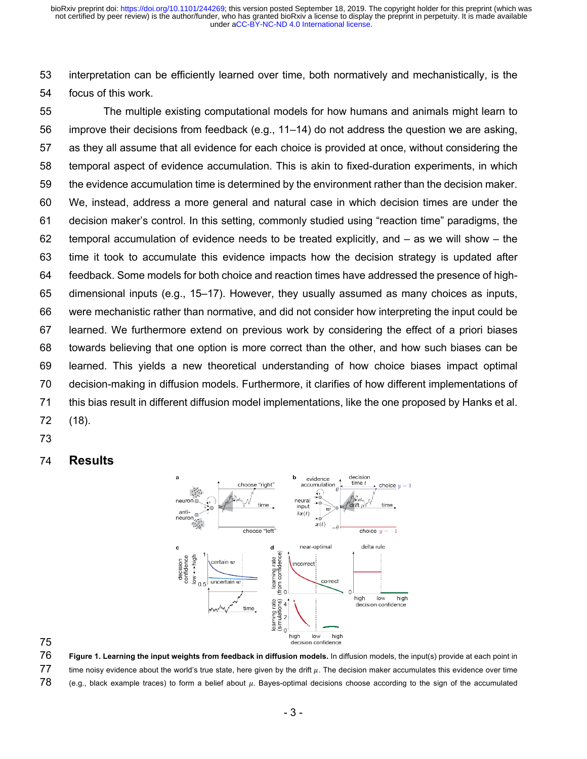interpretation can be efficiently learned over time, both normatively and mechanistically, is the focus of this work.

The multiple existing computational models for how humans and animals might learn to improve their decisions from feedback (e.g., 11–14) do not address the question we are asking, as they all assume that all evidence for each choice is provided at once, without considering the temporal aspect of evidence accumulation. This is akin to fixed-duration experiments, in which the evidence accumulation time is determined by the environment rather than the decision maker. We, instead, address a more general and natural case in which decision times are under the decision maker's control. In this setting, commonly studied using "reaction time" paradigms, the temporal accumulation of evidence needs to be treated explicitly, and – as we will show – the time it took to accumulate this evidence impacts how the decision strategy is updated after feedback. Some models for both choice and reaction times have addressed the presence of high-dimensional inputs (e.g., 15–17). However, they usually assumed as many choices as inputs, were mechanistic rather than normative, and did not consider how interpreting the input could be learned. We furthermore extend on previous work by considering the effect of a priori biases towards believing that one option is more correct than the other, and how such biases can be learned. This yields a new theoretical understanding of how choice biases impact optimal decision-making in diffusion models. Furthermore, it clarifies of how different implementations of this bias result in different diffusion model implementations, like the one proposed by Hanks et al. (18).

## Results

**Figure 1. Learning the input weights from feedback in diffusion models.** In diffusion models, the input(s) provide at each point in time noisy evidence about the world's true state, here given by the drift $\mu$. The decision maker accumulates this evidence over time (e.g., black example traces) to form a belief about $\mu$. Bayes-optimal decisions choose according to the sign of the accumulated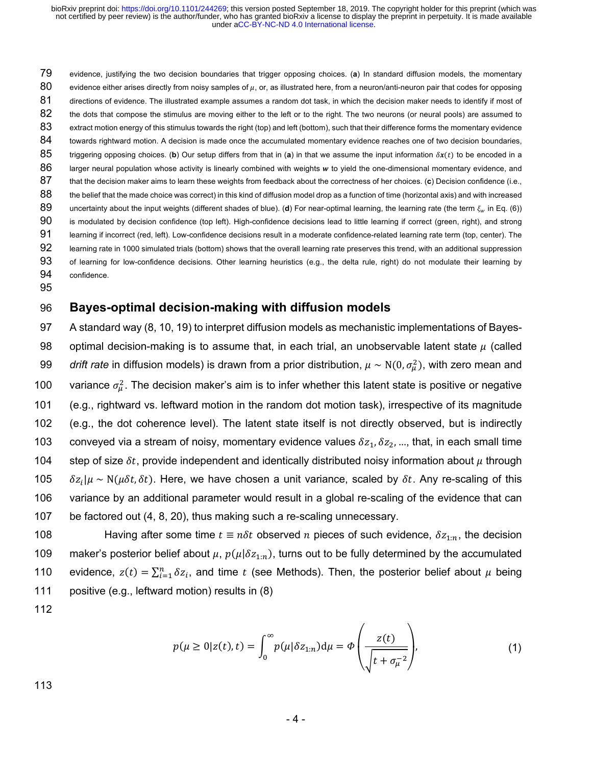evidence, justifying the two decision boundaries that trigger opposing choices. (**a**) In standard diffusion models, the momentary evidence either arises directly from noisy samples of $\mu$, or, as illustrated here, from a neuron/anti-neuron pair that codes for opposing directions of evidence. The illustrated example assumes a random dot task, in which the decision maker needs to identify if most of the dots that compose the stimulus are moving either to the left or to the right. The two neurons (or neural pools) are assumed to extract motion energy of this stimulus towards the right (top) and left (bottom), such that their difference forms the momentary evidence towards rightward motion. A decision is made once the accumulated momentary evidence reaches one of two decision boundaries, triggering opposing choices. (**b**) Our setup differs from that in (**a**) in that we assume the input information $\delta \boldsymbol{x}(t)$ to be encoded in a larger neural population whose activity is linearly combined with weights $\boldsymbol{w}$ to yield the one-dimensional momentary evidence, and that the decision maker aims to learn these weights from feedback about the correctness of her choices. (**c**) Decision confidence (i.e., the belief that the made choice was correct) in this kind of diffusion model drop as a function of time (horizontal axis) and with increased uncertainty about the input weights (different shades of blue). (**d**) For near-optimal learning, the learning rate (the term $\xi_w$ in Eq. (6)) is modulated by decision confidence (top left). High-confidence decisions lead to little learning if correct (green, right), and strong learning if incorrect (red, left). Low-confidence decisions result in a moderate confidence-related learning rate term (top, center). The learning rate in 1000 simulated trials (bottom) shows that the overall learning rate preserves this trend, with an additional suppression of learning for low-confidence decisions. Other learning heuristics (e.g., the delta rule, right) do not modulate their learning by confidence.

## Bayes-optimal decision-making with diffusion models

A standard way (8, 10, 19) to interpret diffusion models as mechanistic implementations of Bayes-optimal decision-making is to assume that, in each trial, an unobservable latent state $\mu$ (called *drift rate* in diffusion models) is drawn from a prior distribution, $\mu \sim \mathrm{N}(0, \sigma_\mu^2)$, with zero mean and variance $\sigma_\mu^2$. The decision maker's aim is to infer whether this latent state is positive or negative (e.g., rightward vs. leftward motion in the random dot motion task), irrespective of its magnitude (e.g., the dot coherence level). The latent state itself is not directly observed, but is indirectly conveyed via a stream of noisy, momentary evidence values $\delta z_1, \delta z_2, \ldots$, that, in each small time step of size $\delta t$, provide independent and identically distributed noisy information about $\mu$ through $\delta z_i | \mu \sim \mathrm{N}(\mu \delta t, \delta t)$. Here, we have chosen a unit variance, scaled by $\delta t$. Any re-scaling of this variance by an additional parameter would result in a global re-scaling of the evidence that can be factored out (4, 8, 20), thus making such a re-scaling unnecessary.

Having after some time $t \equiv n \delta t$ observed $n$ pieces of such evidence, $\delta z_{1:n}$, the decision maker's posterior belief about $\mu$, $p(\mu | \delta z_{1:n})$, turns out to be fully determined by the accumulated evidence, $z(t) = \sum_{i=1}^{n} \delta z_i$, and time $t$ (see Methods). Then, the posterior belief about $\mu$ being positive (e.g., leftward motion) results in (8)

$$
p(\mu \geq 0 | z(t), t) = \int_0^\infty p(\mu | \delta z_{1:n}) \mathrm{d}\mu = \Phi\left( \frac{z(t)}{\sqrt{t + \sigma_\mu^{-2}}} \right), \tag{1}
$$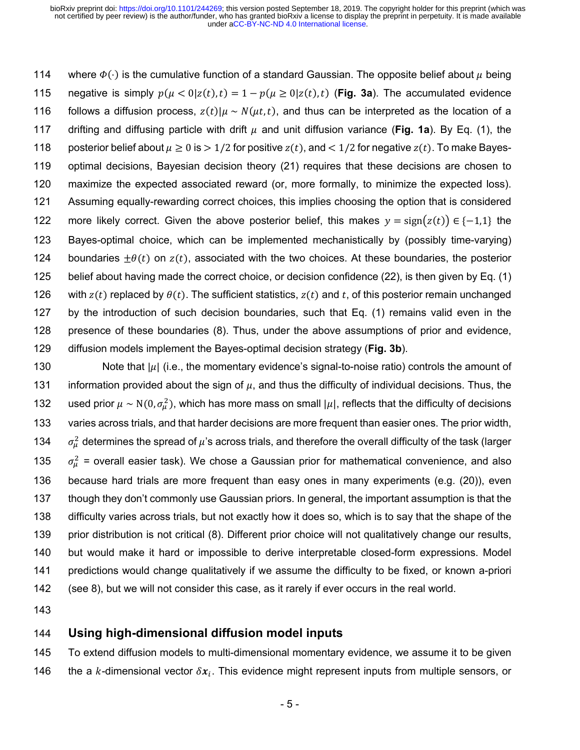where $\Phi(\cdot)$ is the cumulative function of a standard Gaussian. The opposite belief about $\mu$ being negative is simply $p(\mu < 0|z(t), t) = 1 - p(\mu \geq 0|z(t), t)$ (**Fig. 3a**). The accumulated evidence follows a diffusion process, $z(t)|\mu \sim N(\mu t, t)$, and thus can be interpreted as the location of a drifting and diffusing particle with drift $\mu$ and unit diffusion variance (**Fig. 1a**). By Eq. (1), the posterior belief about $\mu \geq 0$ is $> 1/2$ for positive $z(t)$, and $< 1/2$ for negative $z(t)$. To make Bayes-optimal decisions, Bayesian decision theory (21) requires that these decisions are chosen to maximize the expected associated reward (or, more formally, to minimize the expected loss). Assuming equally-rewarding correct choices, this implies choosing the option that is considered more likely correct. Given the above posterior belief, this makes $y = \text{sign}(z(t)) \in \{-1, 1\}$ the Bayes-optimal choice, which can be implemented mechanistically by (possibly time-varying) boundaries $\pm\theta(t)$ on $z(t)$, associated with the two choices. At these boundaries, the posterior belief about having made the correct choice, or decision confidence (22), is then given by Eq. (1) with $z(t)$ replaced by $\theta(t)$. The sufficient statistics, $z(t)$ and $t$, of this posterior remain unchanged by the introduction of such decision boundaries, such that Eq. (1) remains valid even in the presence of these boundaries (8). Thus, under the above assumptions of prior and evidence, diffusion models implement the Bayes-optimal decision strategy (**Fig. 3b**).

Note that $|\mu|$ (i.e., the momentary evidence's signal-to-noise ratio) controls the amount of information provided about the sign of $\mu$, and thus the difficulty of individual decisions. Thus, the used prior $\mu \sim \text{N}(0, \sigma_\mu^2)$, which has more mass on small $|\mu|$, reflects that the difficulty of decisions varies across trials, and that harder decisions are more frequent than easier ones. The prior width, $\sigma_\mu^2$ determines the spread of $\mu$'s across trials, and therefore the overall difficulty of the task (larger $\sigma_\mu^2$ = overall easier task). We chose a Gaussian prior for mathematical convenience, and also because hard trials are more frequent than easy ones in many experiments (e.g. (20)), even though they don't commonly use Gaussian priors. In general, the important assumption is that the difficulty varies across trials, but not exactly how it does so, which is to say that the shape of the prior distribution is not critical (8). Different prior choice will not qualitatively change our results, but would make it hard or impossible to derive interpretable closed-form expressions. Model predictions would change qualitatively if we assume the difficulty to be fixed, or known a-priori (see 8), but we will not consider this case, as it rarely if ever occurs in the real world.

## Using high-dimensional diffusion model inputs

To extend diffusion models to multi-dimensional momentary evidence, we assume it to be given the a $k$-dimensional vector $\delta \boldsymbol{x}_i$. This evidence might represent inputs from multiple sensors, or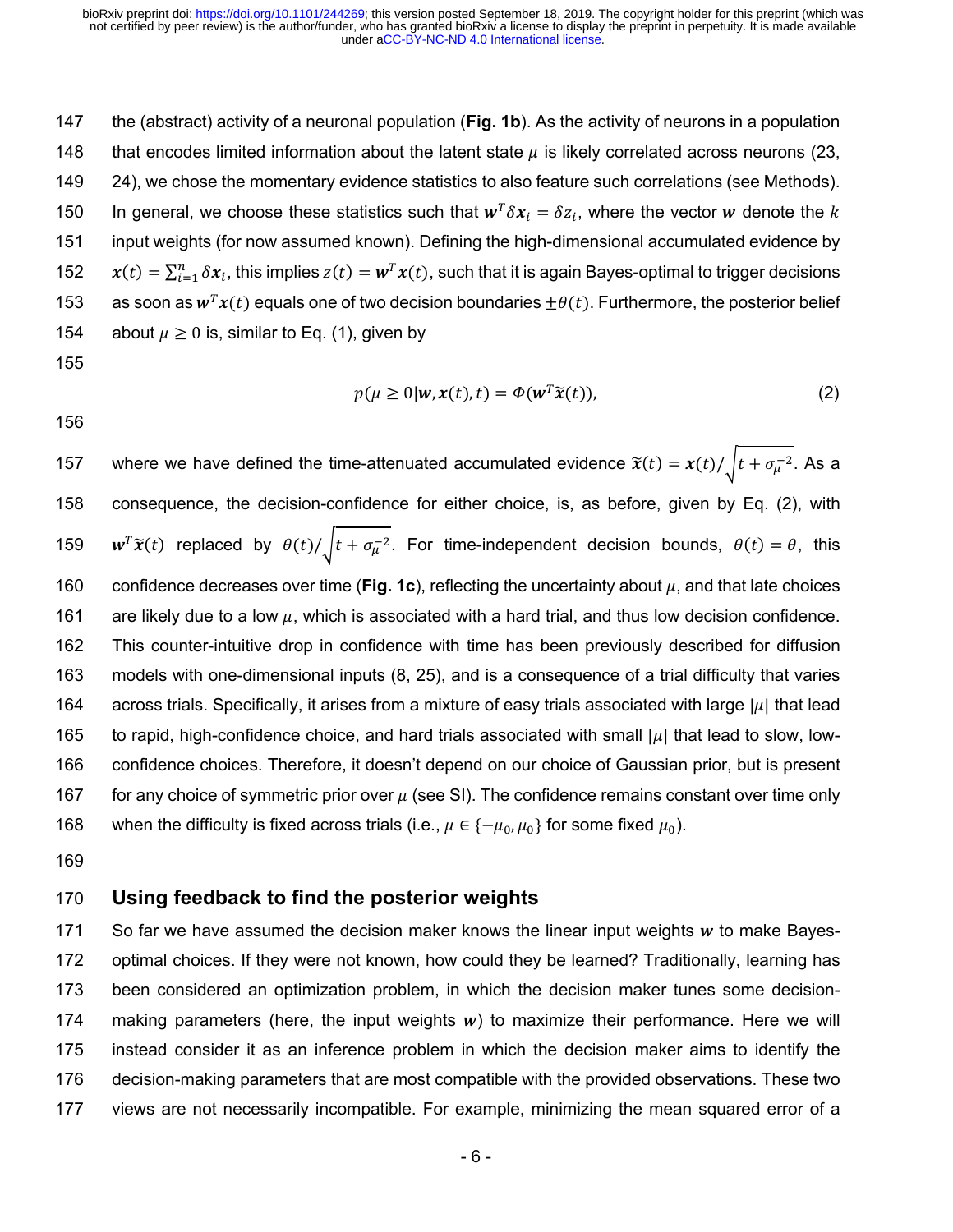the (abstract) activity of a neuronal population (**Fig. 1b**). As the activity of neurons in a population that encodes limited information about the latent state $\mu$ is likely correlated across neurons (23, 24), we chose the momentary evidence statistics to also feature such correlations (see Methods). In general, we choose these statistics such that $\boldsymbol{w}^T \delta \boldsymbol{x}_i = \delta z_i$, where the vector $\boldsymbol{w}$ denote the $k$ input weights (for now assumed known). Defining the high-dimensional accumulated evidence by $\boldsymbol{x}(t) = \sum_{i=1}^{n} \delta \boldsymbol{x}_i$, this implies $z(t) = \boldsymbol{w}^T \boldsymbol{x}(t)$, such that it is again Bayes-optimal to trigger decisions as soon as $\boldsymbol{w}^T \boldsymbol{x}(t)$ equals one of two decision boundaries $\pm\theta(t)$. Furthermore, the posterior belief about $\mu \geq 0$ is, similar to Eq. (1), given by

$$
p(\mu \geq 0 | \boldsymbol{w}, \boldsymbol{x}(t), t) = \Phi(\boldsymbol{w}^T \tilde{\boldsymbol{x}}(t)), \tag{2}
$$

where we have defined the time-attenuated accumulated evidence $\tilde{\boldsymbol{x}}(t) = \boldsymbol{x}(t) / \sqrt{t + \sigma_\mu^{-2}}$. As a consequence, the decision-confidence for either choice, is, as before, given by Eq. (2), with $\boldsymbol{w}^T \tilde{\boldsymbol{x}}(t)$ replaced by $\theta(t) / \sqrt{t + \sigma_\mu^{-2}}$. For time-independent decision bounds, $\theta(t) = \theta$, this confidence decreases over time (**Fig. 1c**), reflecting the uncertainty about $\mu$, and that late choices are likely due to a low $\mu$, which is associated with a hard trial, and thus low decision confidence. This counter-intuitive drop in confidence with time has been previously described for diffusion models with one-dimensional inputs (8, 25), and is a consequence of a trial difficulty that varies across trials. Specifically, it arises from a mixture of easy trials associated with large $|\mu|$ that lead to rapid, high-confidence choice, and hard trials associated with small $|\mu|$ that lead to slow, low-confidence choices. Therefore, it doesn't depend on our choice of Gaussian prior, but is present for any choice of symmetric prior over $\mu$ (see SI). The confidence remains constant over time only when the difficulty is fixed across trials (i.e., $\mu \in \{-\mu_0, \mu_0\}$ for some fixed $\mu_0$).

## Using feedback to find the posterior weights

So far we have assumed the decision maker knows the linear input weights $\boldsymbol{w}$ to make Bayes-optimal choices. If they were not known, how could they be learned? Traditionally, learning has been considered an optimization problem, in which the decision maker tunes some decision-making parameters (here, the input weights $\boldsymbol{w}$) to maximize their performance. Here we will instead consider it as an inference problem in which the decision maker aims to identify the decision-making parameters that are most compatible with the provided observations. These two views are not necessarily incompatible. For example, minimizing the mean squared error of a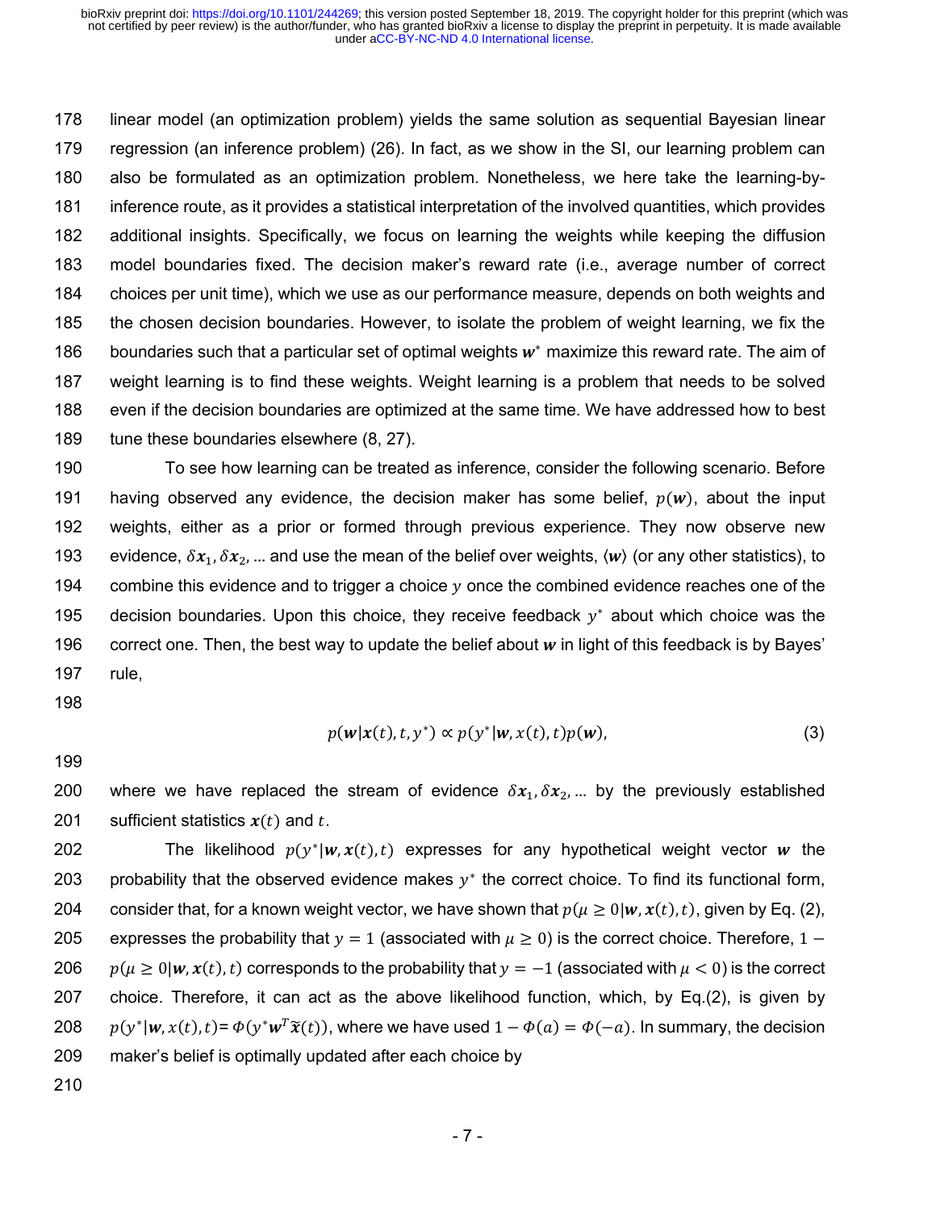linear model (an optimization problem) yields the same solution as sequential Bayesian linear regression (an inference problem) (26). In fact, as we show in the SI, our learning problem can also be formulated as an optimization problem. Nonetheless, we here take the learning-by-inference route, as it provides a statistical interpretation of the involved quantities, which provides additional insights. Specifically, we focus on learning the weights while keeping the diffusion model boundaries fixed. The decision maker's reward rate (i.e., average number of correct choices per unit time), which we use as our performance measure, depends on both weights and the chosen decision boundaries. However, to isolate the problem of weight learning, we fix the boundaries such that a particular set of optimal weights $\boldsymbol{w}^*$ maximize this reward rate. The aim of weight learning is to find these weights. Weight learning is a problem that needs to be solved even if the decision boundaries are optimized at the same time. We have addressed how to best tune these boundaries elsewhere (8, 27).

To see how learning can be treated as inference, consider the following scenario. Before having observed any evidence, the decision maker has some belief, $p(\boldsymbol{w})$, about the input weights, either as a prior or formed through previous experience. They now observe new evidence, $\delta\boldsymbol{x}_1, \delta\boldsymbol{x}_2, \ldots$ and use the mean of the belief over weights, $\langle \boldsymbol{w} \rangle$ (or any other statistics), to combine this evidence and to trigger a choice $y$ once the combined evidence reaches one of the decision boundaries. Upon this choice, they receive feedback $y^*$ about which choice was the correct one. Then, the best way to update the belief about $\boldsymbol{w}$ in light of this feedback is by Bayes' rule,

$$p(\boldsymbol{w}|\boldsymbol{x}(t), t, y^*) \propto p(y^*|\boldsymbol{w}, x(t), t)p(\boldsymbol{w}), \tag{3}$$

where we have replaced the stream of evidence $\delta\boldsymbol{x}_1, \delta\boldsymbol{x}_2, \ldots$ by the previously established sufficient statistics $\boldsymbol{x}(t)$ and $t$.

The likelihood $p(y^*|\boldsymbol{w}, \boldsymbol{x}(t), t)$ expresses for any hypothetical weight vector $\boldsymbol{w}$ the probability that the observed evidence makes $y^*$ the correct choice. To find its functional form, consider that, for a known weight vector, we have shown that $p(\mu \geq 0|\boldsymbol{w}, \boldsymbol{x}(t), t)$, given by Eq. (2), expresses the probability that $y = 1$ (associated with $\mu \geq 0$) is the correct choice. Therefore, $1 - p(\mu \geq 0|\boldsymbol{w}, \boldsymbol{x}(t), t)$ corresponds to the probability that $y = -1$ (associated with $\mu < 0$) is the correct choice. Therefore, it can act as the above likelihood function, which, by Eq.(2), is given by $p(y^*|\boldsymbol{w}, x(t), t) = \Phi(y^* \boldsymbol{w}^T \tilde{\boldsymbol{x}}(t))$, where we have used $1 - \Phi(a) = \Phi(-a)$. In summary, the decision maker's belief is optimally updated after each choice by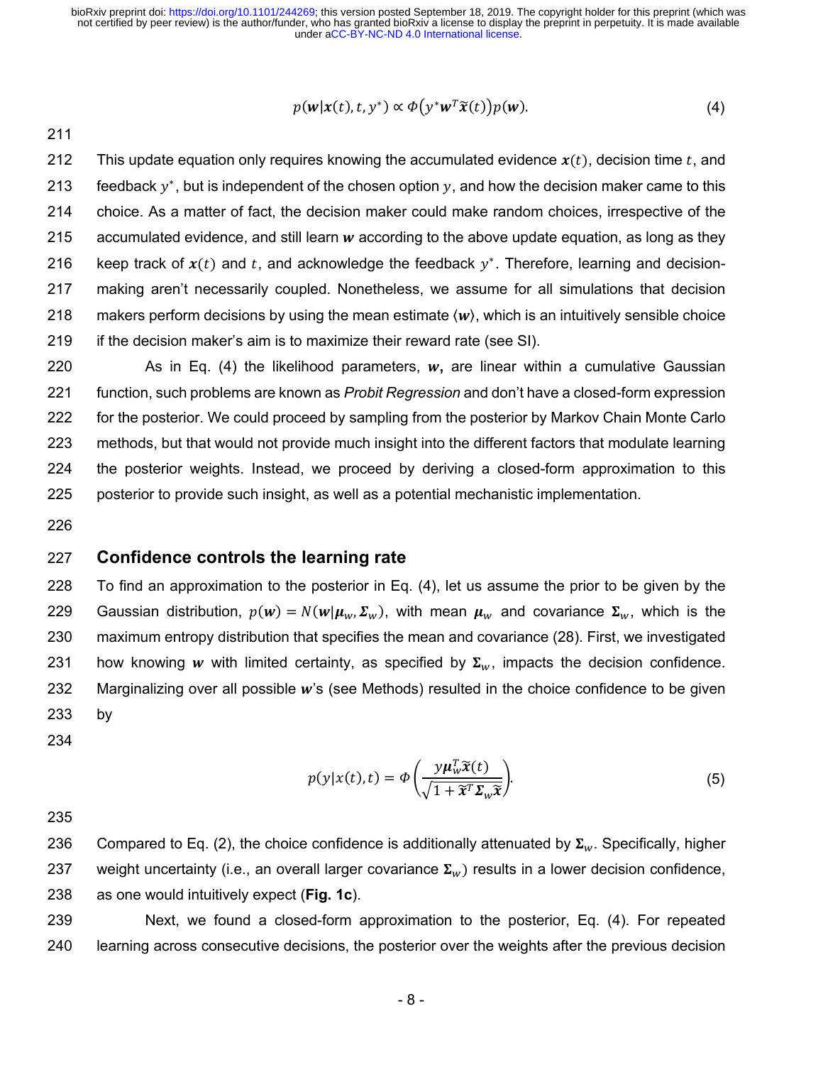$$p(\boldsymbol{w}|\boldsymbol{x}(t), t, y^*) \propto \Phi\left(y^* \boldsymbol{w}^T \widetilde{\boldsymbol{x}}(t)\right) p(\boldsymbol{w}). \tag{4}$$

This update equation only requires knowing the accumulated evidence $\boldsymbol{x}(t)$, decision time $t$, and feedback $y^*$, but is independent of the chosen option $y$, and how the decision maker came to this choice. As a matter of fact, the decision maker could make random choices, irrespective of the accumulated evidence, and still learn $\boldsymbol{w}$ according to the above update equation, as long as they keep track of $\boldsymbol{x}(t)$ and $t$, and acknowledge the feedback $y^*$. Therefore, learning and decision-making aren't necessarily coupled. Nonetheless, we assume for all simulations that decision makers perform decisions by using the mean estimate $\langle \boldsymbol{w} \rangle$, which is an intuitively sensible choice if the decision maker's aim is to maximize their reward rate (see SI).

As in Eq. (4) the likelihood parameters, $\boldsymbol{w}$**,** are linear within a cumulative Gaussian function, such problems are known as *Probit Regression* and don't have a closed-form expression for the posterior. We could proceed by sampling from the posterior by Markov Chain Monte Carlo methods, but that would not provide much insight into the different factors that modulate learning the posterior weights. Instead, we proceed by deriving a closed-form approximation to this posterior to provide such insight, as well as a potential mechanistic implementation.

## Confidence controls the learning rate

To find an approximation to the posterior in Eq. (4), let us assume the prior to be given by the Gaussian distribution, $p(\boldsymbol{w}) = N(\boldsymbol{w}|\boldsymbol{\mu}_w, \boldsymbol{\Sigma}_w)$, with mean $\boldsymbol{\mu}_w$ and covariance $\boldsymbol{\Sigma}_w$, which is the maximum entropy distribution that specifies the mean and covariance (28). First, we investigated how knowing $\boldsymbol{w}$ with limited certainty, as specified by $\boldsymbol{\Sigma}_w$, impacts the decision confidence. Marginalizing over all possible $\boldsymbol{w}$'s (see Methods) resulted in the choice confidence to be given by

$$p(y|x(t), t) = \Phi\left(\frac{y \boldsymbol{\mu}_w^T \widetilde{\boldsymbol{x}}(t)}{\sqrt{1 + \widetilde{\boldsymbol{x}}^T \boldsymbol{\Sigma}_w \widetilde{\boldsymbol{x}}}}\right). \tag{5}$$

Compared to Eq. (2), the choice confidence is additionally attenuated by $\boldsymbol{\Sigma}_w$. Specifically, higher weight uncertainty (i.e., an overall larger covariance $\boldsymbol{\Sigma}_w$) results in a lower decision confidence, as one would intuitively expect (**Fig. 1c**).

Next, we found a closed-form approximation to the posterior, Eq. (4). For repeated learning across consecutive decisions, the posterior over the weights after the previous decision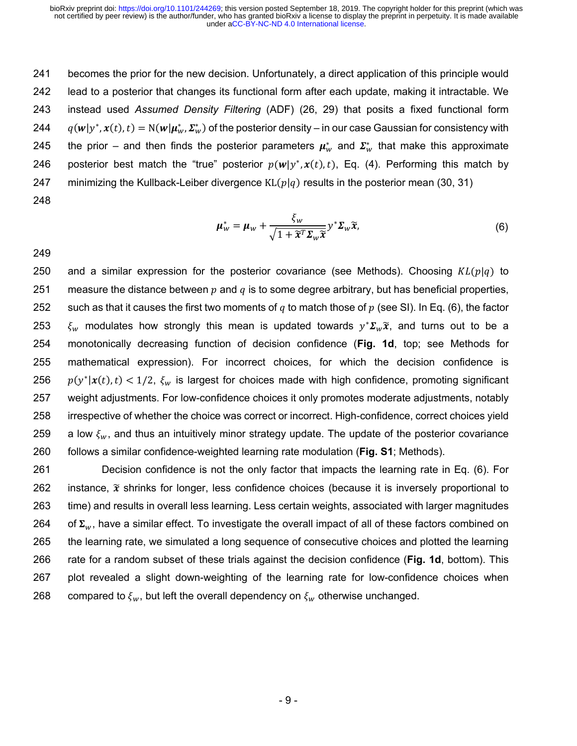becomes the prior for the new decision. Unfortunately, a direct application of this principle would lead to a posterior that changes its functional form after each update, making it intractable. We instead used *Assumed Density Filtering* (ADF) (26, 29) that posits a fixed functional form $q(\boldsymbol{w}|y^*, \boldsymbol{x}(t), t) = \mathrm{N}(\boldsymbol{w}|\boldsymbol{\mu}_w^*, \boldsymbol{\Sigma}_w^*)$ of the posterior density – in our case Gaussian for consistency with the prior – and then finds the posterior parameters $\boldsymbol{\mu}_w^*$ and $\boldsymbol{\Sigma}_w^*$ that make this approximate posterior best match the "true" posterior $p(\boldsymbol{w}|y^*, \boldsymbol{x}(t), t)$, Eq. (4). Performing this match by minimizing the Kullback-Leiber divergence $\mathrm{KL}(p|q)$ results in the posterior mean (30, 31)

$$\boldsymbol{\mu}_w^* = \boldsymbol{\mu}_w + \frac{\xi_w}{\sqrt{1 + \widetilde{\boldsymbol{x}}^T \boldsymbol{\Sigma}_w \widetilde{\boldsymbol{x}}}} y^* \boldsymbol{\Sigma}_w \widetilde{\boldsymbol{x}}, \tag{6}$$

and a similar expression for the posterior covariance (see Methods). Choosing $KL(p|q)$ to measure the distance between $p$ and $q$ is to some degree arbitrary, but has beneficial properties, such as that it causes the first two moments of $q$ to match those of $p$ (see SI). In Eq. (6), the factor $\xi_w$ modulates how strongly this mean is updated towards $y^* \boldsymbol{\Sigma}_w \widetilde{\boldsymbol{x}}$, and turns out to be a monotonically decreasing function of decision confidence (**Fig. 1d**, top; see Methods for mathematical expression). For incorrect choices, for which the decision confidence is $p(y^*|\boldsymbol{x}(t), t) < 1/2$, $\xi_w$ is largest for choices made with high confidence, promoting significant weight adjustments. For low-confidence choices it only promotes moderate adjustments, notably irrespective of whether the choice was correct or incorrect. High-confidence, correct choices yield a low $\xi_w$, and thus an intuitively minor strategy update. The update of the posterior covariance follows a similar confidence-weighted learning rate modulation (**Fig. S1**; Methods).

Decision confidence is not the only factor that impacts the learning rate in Eq. (6). For instance, $\widetilde{\boldsymbol{x}}$ shrinks for longer, less confidence choices (because it is inversely proportional to time) and results in overall less learning. Less certain weights, associated with larger magnitudes of $\boldsymbol{\Sigma}_w$, have a similar effect. To investigate the overall impact of all of these factors combined on the learning rate, we simulated a long sequence of consecutive choices and plotted the learning rate for a random subset of these trials against the decision confidence (**Fig. 1d**, bottom). This plot revealed a slight down-weighting of the learning rate for low-confidence choices when compared to $\xi_w$, but left the overall dependency on $\xi_w$ otherwise unchanged.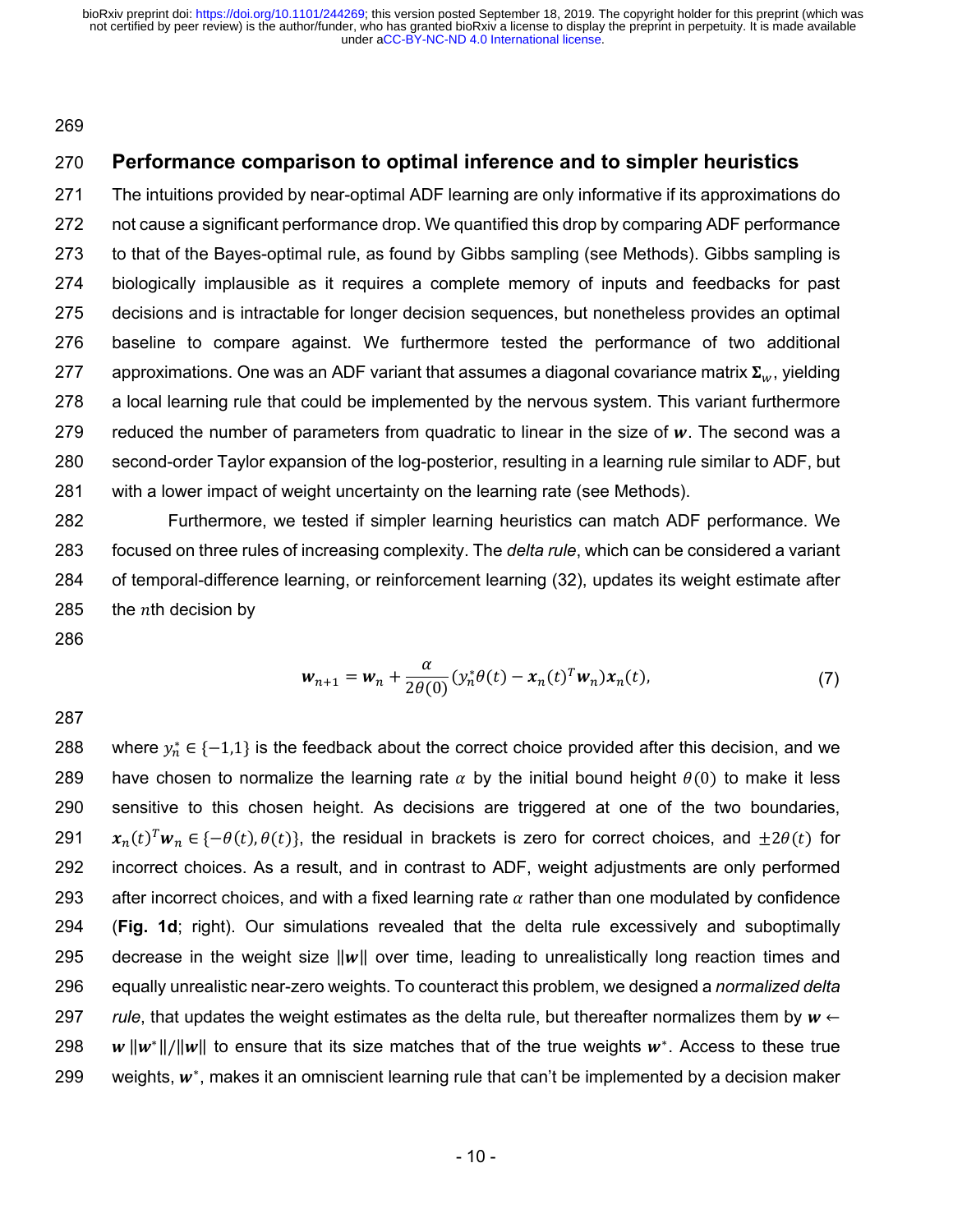## Performance comparison to optimal inference and to simpler heuristics

The intuitions provided by near-optimal ADF learning are only informative if its approximations do not cause a significant performance drop. We quantified this drop by comparing ADF performance to that of the Bayes-optimal rule, as found by Gibbs sampling (see Methods). Gibbs sampling is biologically implausible as it requires a complete memory of inputs and feedbacks for past decisions and is intractable for longer decision sequences, but nonetheless provides an optimal baseline to compare against. We furthermore tested the performance of two additional approximations. One was an ADF variant that assumes a diagonal covariance matrix $\boldsymbol{\Sigma}_w$, yielding a local learning rule that could be implemented by the nervous system. This variant furthermore reduced the number of parameters from quadratic to linear in the size of $\boldsymbol{w}$. The second was a second-order Taylor expansion of the log-posterior, resulting in a learning rule similar to ADF, but with a lower impact of weight uncertainty on the learning rate (see Methods).

Furthermore, we tested if simpler learning heuristics can match ADF performance. We focused on three rules of increasing complexity. The *delta rule*, which can be considered a variant of temporal-difference learning, or reinforcement learning (32), updates its weight estimate after the $n$th decision by

$$\boldsymbol{w}_{n+1} = \boldsymbol{w}_n + \frac{\alpha}{2\theta(0)}\left(y_n^* \theta(t) - \boldsymbol{x}_n(t)^T \boldsymbol{w}_n\right)\boldsymbol{x}_n(t), \tag{7}$$

where $y_n^* \in \{-1,1\}$ is the feedback about the correct choice provided after this decision, and we have chosen to normalize the learning rate $\alpha$ by the initial bound height $\theta(0)$ to make it less sensitive to this chosen height. As decisions are triggered at one of the two boundaries, $\boldsymbol{x}_n(t)^T \boldsymbol{w}_n \in \{-\theta(t), \theta(t)\}$, the residual in brackets is zero for correct choices, and $\pm 2\theta(t)$ for incorrect choices. As a result, and in contrast to ADF, weight adjustments are only performed after incorrect choices, and with a fixed learning rate $\alpha$ rather than one modulated by confidence (**Fig. 1d**; right). Our simulations revealed that the delta rule excessively and suboptimally decrease in the weight size $\|\boldsymbol{w}\|$ over time, leading to unrealistically long reaction times and equally unrealistic near-zero weights. To counteract this problem, we designed a *normalized delta rule*, that updates the weight estimates as the delta rule, but thereafter normalizes them by $\boldsymbol{w} \leftarrow \boldsymbol{w}\,\|\boldsymbol{w}^*\|/\|\boldsymbol{w}\|$ to ensure that its size matches that of the true weights $\boldsymbol{w}^*$. Access to these true weights, $\boldsymbol{w}^*$, makes it an omniscient learning rule that can't be implemented by a decision maker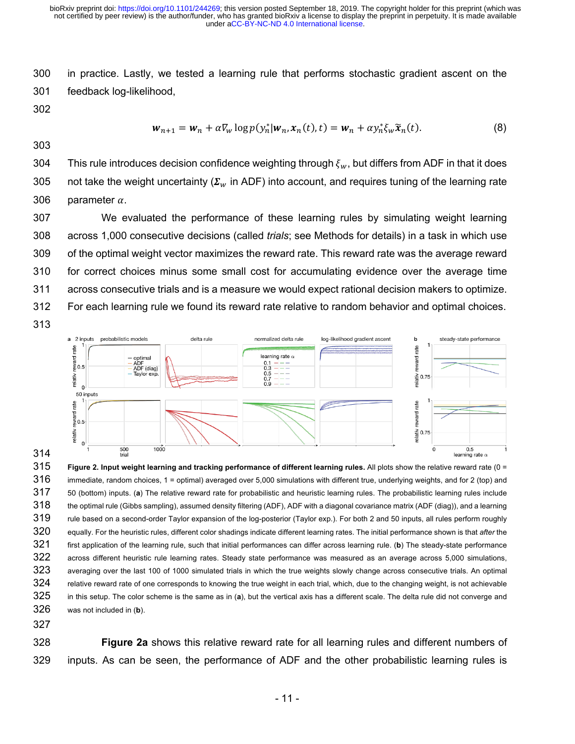in practice. Lastly, we tested a learning rule that performs stochastic gradient ascent on the feedback log-likelihood,

$$\boldsymbol{w}_{n+1} = \boldsymbol{w}_n + \alpha \nabla_w \log p(y_n^* | \boldsymbol{w}_n, \boldsymbol{x}_n(t), t) = \boldsymbol{w}_n + \alpha y_n^* \xi_w \tilde{\boldsymbol{x}}_n(t). \quad (8)$$

This rule introduces decision confidence weighting through $\xi_w$, but differs from ADF in that it does not take the weight uncertainty ($\boldsymbol{\Sigma}_w$ in ADF) into account, and requires tuning of the learning rate parameter $\alpha$.

We evaluated the performance of these learning rules by simulating weight learning across 1,000 consecutive decisions (called *trials*; see Methods for details) in a task in which use of the optimal weight vector maximizes the reward rate. This reward rate was the average reward for correct choices minus some small cost for accumulating evidence over the average time across consecutive trials and is a measure we would expect rational decision makers to optimize. For each learning rule we found its reward rate relative to random behavior and optimal choices.

**Figure 2. Input weight learning and tracking performance of different learning rules.** All plots show the relative reward rate (0 = immediate, random choices, 1 = optimal) averaged over 5,000 simulations with different true, underlying weights, and for 2 (top) and 50 (bottom) inputs. (**a**) The relative reward rate for probabilistic and heuristic learning rules. The probabilistic learning rules include the optimal rule (Gibbs sampling), assumed density filtering (ADF), ADF with a diagonal covariance matrix (ADF (diag)), and a learning rule based on a second-order Taylor expansion of the log-posterior (Taylor exp.). For both 2 and 50 inputs, all rules perform roughly equally. For the heuristic rules, different color shadings indicate different learning rates. The initial performance shown is that *after* the first application of the learning rule, such that initial performances can differ across learning rule. (**b**) The steady-state performance across different heuristic rule learning rates. Steady state performance was measured as an average across 5,000 simulations, averaging over the last 100 of 1000 simulated trials in which the true weights slowly change across consecutive trials. An optimal relative reward rate of one corresponds to knowing the true weight in each trial, which, due to the changing weight, is not achievable in this setup. The color scheme is the same as in (**a**), but the vertical axis has a different scale. The delta rule did not converge and was not included in (**b**).

**Figure 2a** shows this relative reward rate for all learning rules and different numbers of inputs. As can be seen, the performance of ADF and the other probabilistic learning rules is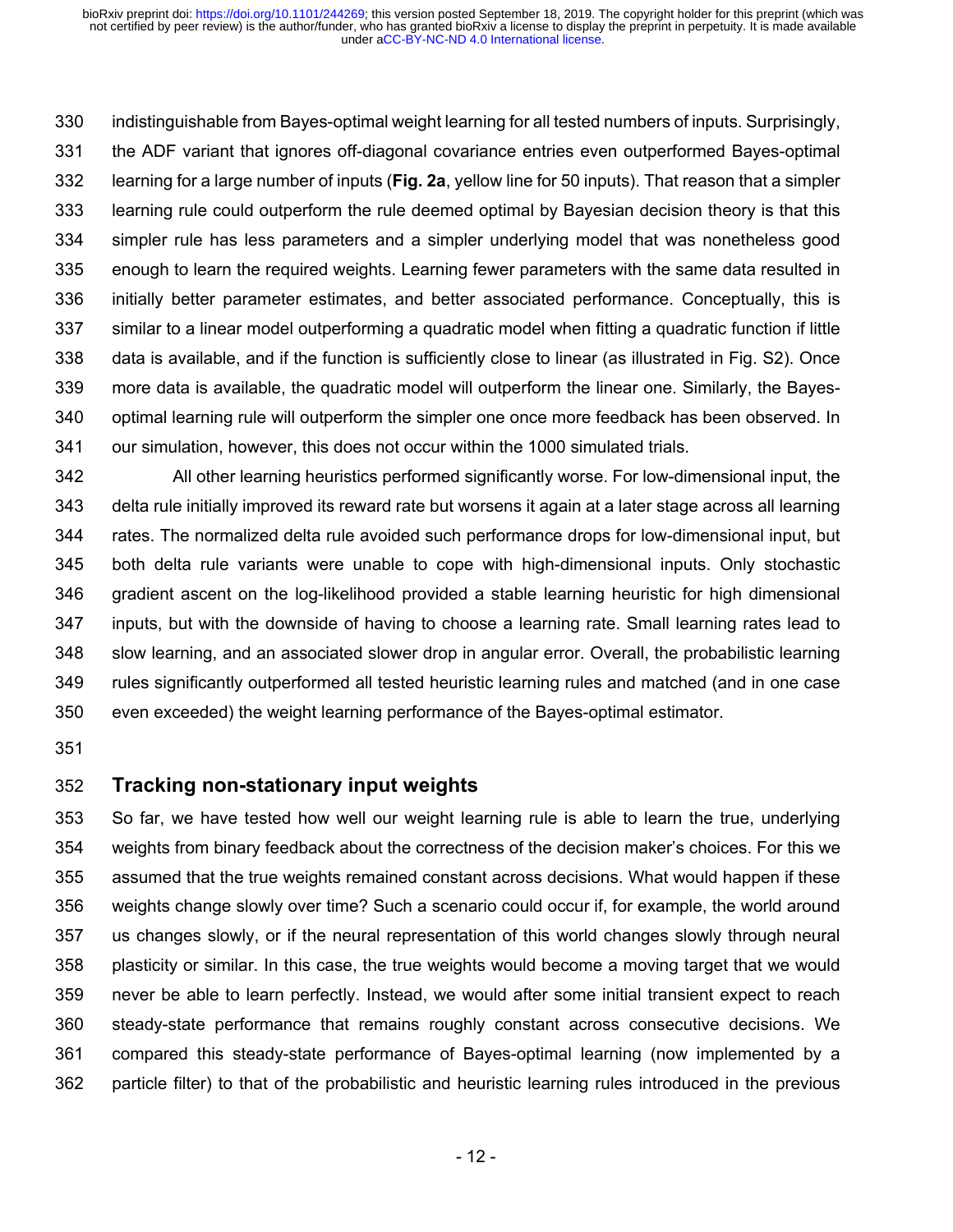indistinguishable from Bayes-optimal weight learning for all tested numbers of inputs. Surprisingly, the ADF variant that ignores off-diagonal covariance entries even outperformed Bayes-optimal learning for a large number of inputs (**Fig. 2a**, yellow line for 50 inputs). That reason that a simpler learning rule could outperform the rule deemed optimal by Bayesian decision theory is that this simpler rule has less parameters and a simpler underlying model that was nonetheless good enough to learn the required weights. Learning fewer parameters with the same data resulted in initially better parameter estimates, and better associated performance. Conceptually, this is similar to a linear model outperforming a quadratic model when fitting a quadratic function if little data is available, and if the function is sufficiently close to linear (as illustrated in Fig. S2). Once more data is available, the quadratic model will outperform the linear one. Similarly, the Bayes-optimal learning rule will outperform the simpler one once more feedback has been observed. In our simulation, however, this does not occur within the 1000 simulated trials.

All other learning heuristics performed significantly worse. For low-dimensional input, the delta rule initially improved its reward rate but worsens it again at a later stage across all learning rates. The normalized delta rule avoided such performance drops for low-dimensional input, but both delta rule variants were unable to cope with high-dimensional inputs. Only stochastic gradient ascent on the log-likelihood provided a stable learning heuristic for high dimensional inputs, but with the downside of having to choose a learning rate. Small learning rates lead to slow learning, and an associated slower drop in angular error. Overall, the probabilistic learning rules significantly outperformed all tested heuristic learning rules and matched (and in one case even exceeded) the weight learning performance of the Bayes-optimal estimator.

## Tracking non-stationary input weights

So far, we have tested how well our weight learning rule is able to learn the true, underlying weights from binary feedback about the correctness of the decision maker's choices. For this we assumed that the true weights remained constant across decisions. What would happen if these weights change slowly over time? Such a scenario could occur if, for example, the world around us changes slowly, or if the neural representation of this world changes slowly through neural plasticity or similar. In this case, the true weights would become a moving target that we would never be able to learn perfectly. Instead, we would after some initial transient expect to reach steady-state performance that remains roughly constant across consecutive decisions. We compared this steady-state performance of Bayes-optimal learning (now implemented by a particle filter) to that of the probabilistic and heuristic learning rules introduced in the previous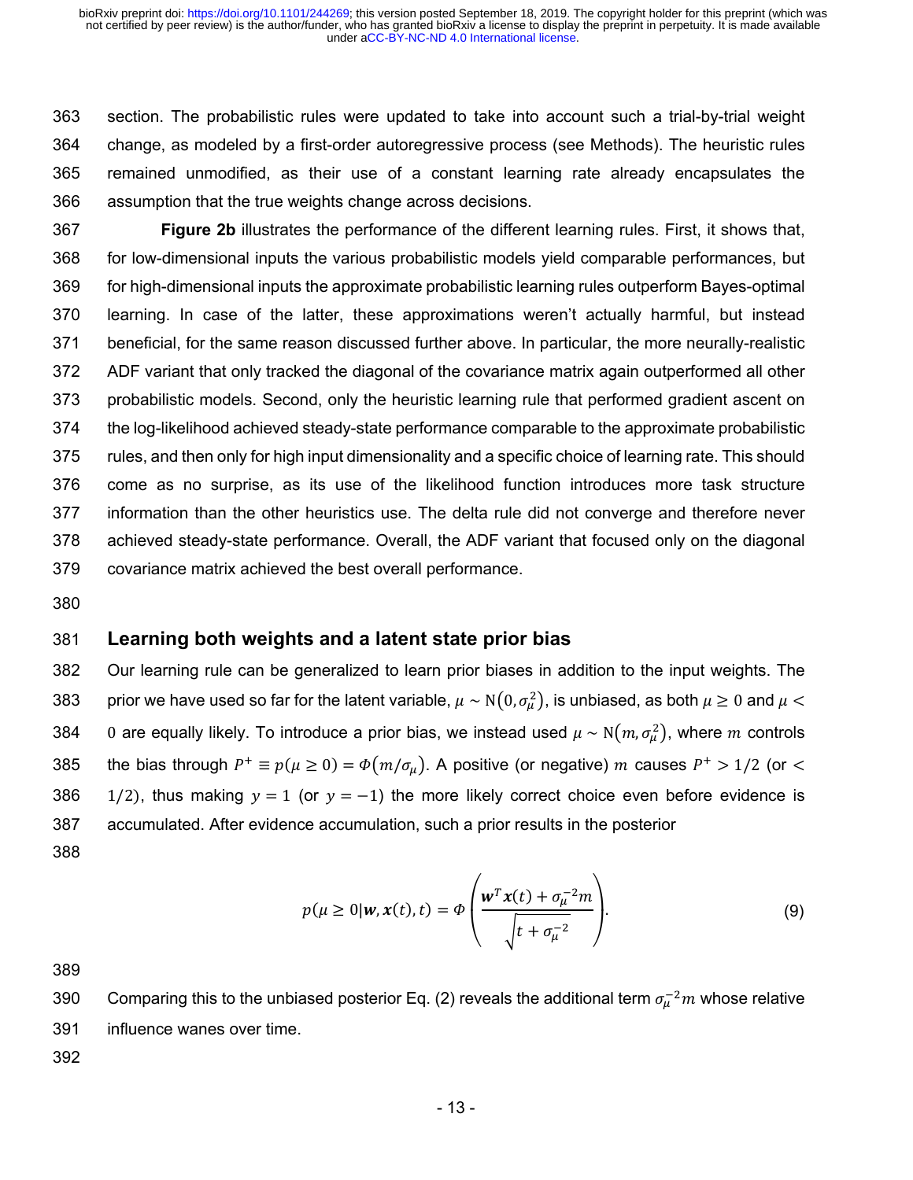section. The probabilistic rules were updated to take into account such a trial-by-trial weight change, as modeled by a first-order autoregressive process (see Methods). The heuristic rules remained unmodified, as their use of a constant learning rate already encapsulates the assumption that the true weights change across decisions.

**Figure 2b** illustrates the performance of the different learning rules. First, it shows that, for low-dimensional inputs the various probabilistic models yield comparable performances, but for high-dimensional inputs the approximate probabilistic learning rules outperform Bayes-optimal learning. In case of the latter, these approximations weren't actually harmful, but instead beneficial, for the same reason discussed further above. In particular, the more neurally-realistic ADF variant that only tracked the diagonal of the covariance matrix again outperformed all other probabilistic models. Second, only the heuristic learning rule that performed gradient ascent on the log-likelihood achieved steady-state performance comparable to the approximate probabilistic rules, and then only for high input dimensionality and a specific choice of learning rate. This should come as no surprise, as its use of the likelihood function introduces more task structure information than the other heuristics use. The delta rule did not converge and therefore never achieved steady-state performance. Overall, the ADF variant that focused only on the diagonal covariance matrix achieved the best overall performance.

## Learning both weights and a latent state prior bias

Our learning rule can be generalized to learn prior biases in addition to the input weights. The prior we have used so far for the latent variable, $\mu \sim \mathrm{N}(0, \sigma_\mu^2)$, is unbiased, as both $\mu \geq 0$ and $\mu < 0$ are equally likely. To introduce a prior bias, we instead used $\mu \sim \mathrm{N}(m, \sigma_\mu^2)$, where $m$ controls the bias through $P^+ \equiv p(\mu \geq 0) = \Phi(m/\sigma_\mu)$. A positive (or negative) $m$ causes $P^+ > 1/2$ (or $< 1/2$), thus making $y = 1$ (or $y = -1$) the more likely correct choice even before evidence is accumulated. After evidence accumulation, such a prior results in the posterior

$$p(\mu \geq 0 | \boldsymbol{w}, \boldsymbol{x}(t), t) = \Phi\left(\frac{\boldsymbol{w}^T \boldsymbol{x}(t) + \sigma_\mu^{-2} m}{\sqrt{t + \sigma_\mu^{-2}}}\right). \tag{9}$$

Comparing this to the unbiased posterior Eq. (2) reveals the additional term $\sigma_\mu^{-2} m$ whose relative influence wanes over time.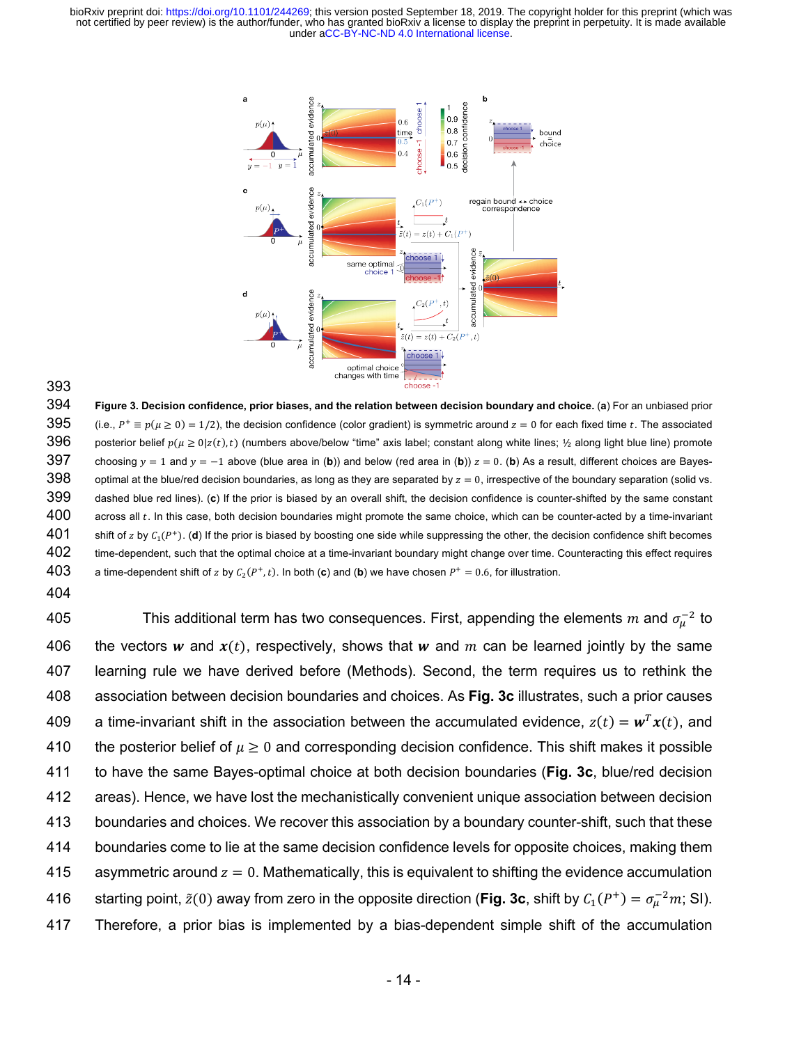**Figure 3. Decision confidence, prior biases, and the relation between decision boundary and choice.** (**a**) For an unbiased prior (i.e., $P^+ \equiv p(\mu \geq 0) = 1/2$), the decision confidence (color gradient) is symmetric around $z = 0$ for each fixed time $t$. The associated posterior belief $p(\mu \geq 0|z(t), t)$ (numbers above/below "time" axis label; constant along white lines; ½ along light blue line) promote choosing $y = 1$ and $y = -1$ above (blue area in (**b**)) and below (red area in (**b**)) $z = 0$. (**b**) As a result, different choices are Bayes-optimal at the blue/red decision boundaries, as long as they are separated by $z = 0$, irrespective of the boundary separation (solid vs. dashed blue red lines). (**c**) If the prior is biased by an overall shift, the decision confidence is counter-shifted by the same constant across all $t$. In this case, both decision boundaries might promote the same choice, which can be counter-acted by a time-invariant shift of $z$ by $C_1(P^+)$. (**d**) If the prior is biased by boosting one side while suppressing the other, the decision confidence shift becomes time-dependent, such that the optimal choice at a time-invariant boundary might change over time. Counteracting this effect requires a time-dependent shift of $z$ by $C_2(P^+, t)$. In both (**c**) and (**b**) we have chosen $P^+ = 0.6$, for illustration.

This additional term has two consequences. First, appending the elements $m$ and $\sigma_\mu^{-2}$ to the vectors $\boldsymbol{w}$ and $\boldsymbol{x}(t)$, respectively, shows that $\boldsymbol{w}$ and $m$ can be learned jointly by the same learning rule we have derived before (Methods). Second, the term requires us to rethink the association between decision boundaries and choices. As **Fig. 3c** illustrates, such a prior causes a time-invariant shift in the association between the accumulated evidence, $z(t) = \boldsymbol{w}^T\boldsymbol{x}(t)$, and the posterior belief of $\mu \geq 0$ and corresponding decision confidence. This shift makes it possible to have the same Bayes-optimal choice at both decision boundaries (**Fig. 3c**, blue/red decision areas). Hence, we have lost the mechanistically convenient unique association between decision boundaries and choices. We recover this association by a boundary counter-shift, such that these boundaries come to lie at the same decision confidence levels for opposite choices, making them asymmetric around $z = 0$. Mathematically, this is equivalent to shifting the evidence accumulation starting point, $\tilde{z}(0)$ away from zero in the opposite direction (**Fig. 3c**, shift by $C_1(P^+) = \sigma_\mu^{-2}m$; SI). Therefore, a prior bias is implemented by a bias-dependent simple shift of the accumulation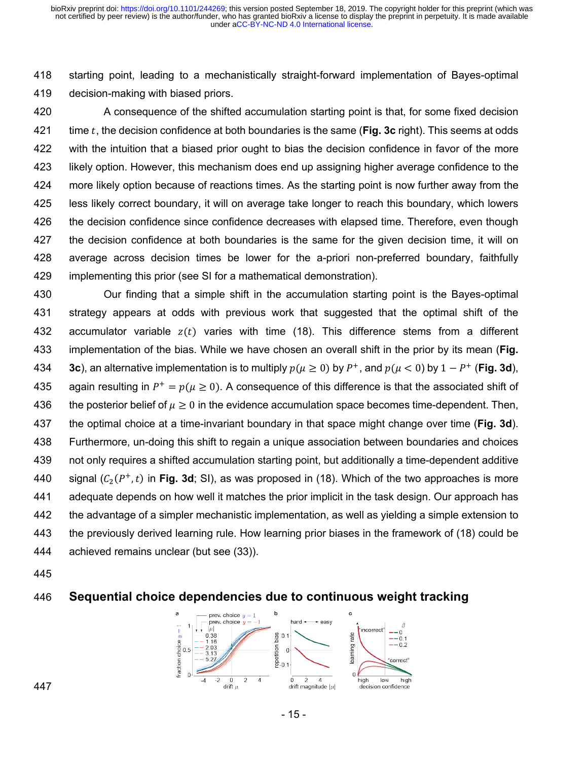starting point, leading to a mechanistically straight-forward implementation of Bayes-optimal decision-making with biased priors.

A consequence of the shifted accumulation starting point is that, for some fixed decision time $t$, the decision confidence at both boundaries is the same (**Fig. 3c** right). This seems at odds with the intuition that a biased prior ought to bias the decision confidence in favor of the more likely option. However, this mechanism does end up assigning higher average confidence to the more likely option because of reactions times. As the starting point is now further away from the less likely correct boundary, it will on average take longer to reach this boundary, which lowers the decision confidence since confidence decreases with elapsed time. Therefore, even though the decision confidence at both boundaries is the same for the given decision time, it will on average across decision times be lower for the a-priori non-preferred boundary, faithfully implementing this prior (see SI for a mathematical demonstration).

Our finding that a simple shift in the accumulation starting point is the Bayes-optimal strategy appears at odds with previous work that suggested that the optimal shift of the accumulator variable $z(t)$ varies with time (18). This difference stems from a different implementation of the bias. While we have chosen an overall shift in the prior by its mean (**Fig. 3c**), an alternative implementation is to multiply $p(\mu \geq 0)$ by $P^+$, and $p(\mu < 0)$ by $1 - P^+$ (**Fig. 3d**), again resulting in $P^+ = p(\mu \geq 0)$. A consequence of this difference is that the associated shift of the posterior belief of $\mu \geq 0$ in the evidence accumulation space becomes time-dependent. Then, the optimal choice at a time-invariant boundary in that space might change over time (**Fig. 3d**). Furthermore, un-doing this shift to regain a unique association between boundaries and choices not only requires a shifted accumulation starting point, but additionally a time-dependent additive signal ($C_2(P^+, t)$ in **Fig. 3d**; SI), as was proposed in (18). Which of the two approaches is more adequate depends on how well it matches the prior implicit in the task design. Our approach has the advantage of a simpler mechanistic implementation, as well as yielding a simple extension to the previously derived learning rule. How learning prior biases in the framework of (18) could be achieved remains unclear (but see (33)).

## Sequential choice dependencies due to continuous weight tracking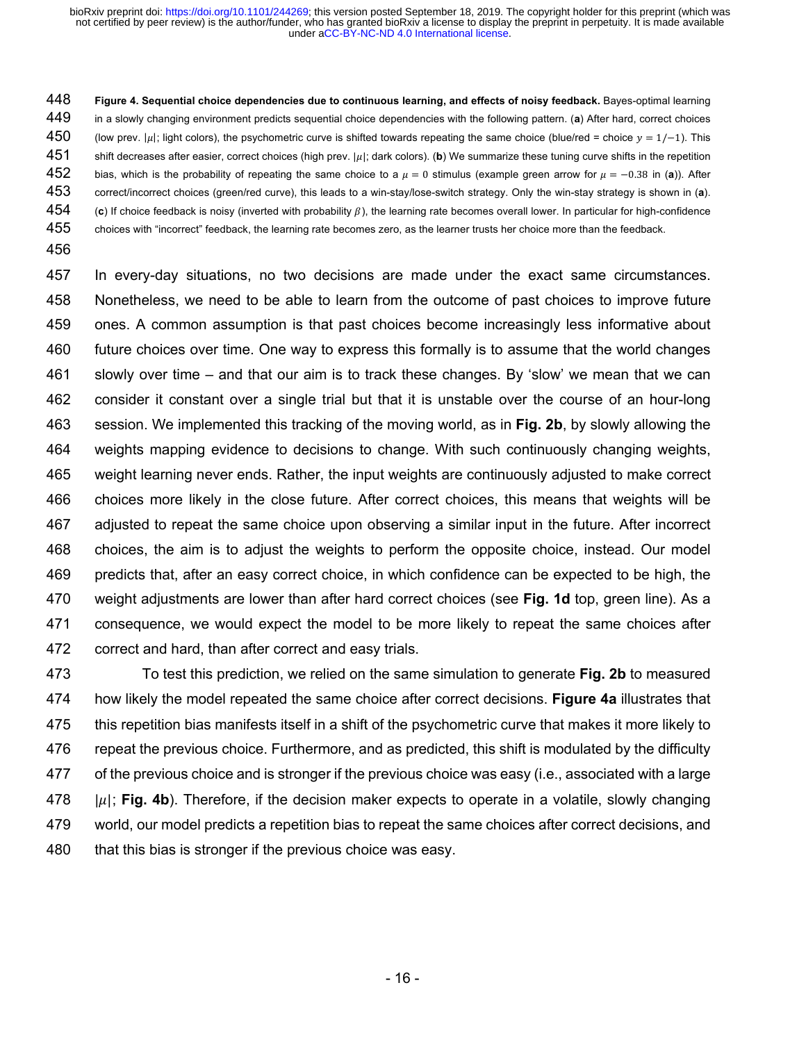**Figure 4. Sequential choice dependencies due to continuous learning, and effects of noisy feedback.** Bayes-optimal learning in a slowly changing environment predicts sequential choice dependencies with the following pattern. (**a**) After hard, correct choices (low prev. $|\mu|$; light colors), the psychometric curve is shifted towards repeating the same choice (blue/red = choice $y = 1/-1$). This shift decreases after easier, correct choices (high prev. $|\mu|$; dark colors). (**b**) We summarize these tuning curve shifts in the repetition bias, which is the probability of repeating the same choice to a $\mu = 0$ stimulus (example green arrow for $\mu = -0.38$ in (**a**)). After correct/incorrect choices (green/red curve), this leads to a win-stay/lose-switch strategy. Only the win-stay strategy is shown in (**a**). (**c**) If choice feedback is noisy (inverted with probability $\beta$), the learning rate becomes overall lower. In particular for high-confidence choices with "incorrect" feedback, the learning rate becomes zero, as the learner trusts her choice more than the feedback.

In every-day situations, no two decisions are made under the exact same circumstances. Nonetheless, we need to be able to learn from the outcome of past choices to improve future ones. A common assumption is that past choices become increasingly less informative about future choices over time. One way to express this formally is to assume that the world changes slowly over time – and that our aim is to track these changes. By 'slow' we mean that we can consider it constant over a single trial but that it is unstable over the course of an hour-long session. We implemented this tracking of the moving world, as in **Fig. 2b**, by slowly allowing the weights mapping evidence to decisions to change. With such continuously changing weights, weight learning never ends. Rather, the input weights are continuously adjusted to make correct choices more likely in the close future. After correct choices, this means that weights will be adjusted to repeat the same choice upon observing a similar input in the future. After incorrect choices, the aim is to adjust the weights to perform the opposite choice, instead. Our model predicts that, after an easy correct choice, in which confidence can be expected to be high, the weight adjustments are lower than after hard correct choices (see **Fig. 1d** top, green line). As a consequence, we would expect the model to be more likely to repeat the same choices after correct and hard, than after correct and easy trials.

To test this prediction, we relied on the same simulation to generate **Fig. 2b** to measured how likely the model repeated the same choice after correct decisions. **Figure 4a** illustrates that this repetition bias manifests itself in a shift of the psychometric curve that makes it more likely to repeat the previous choice. Furthermore, and as predicted, this shift is modulated by the difficulty of the previous choice and is stronger if the previous choice was easy (i.e., associated with a large $|\mu|$; **Fig. 4b**). Therefore, if the decision maker expects to operate in a volatile, slowly changing world, our model predicts a repetition bias to repeat the same choices after correct decisions, and that this bias is stronger if the previous choice was easy.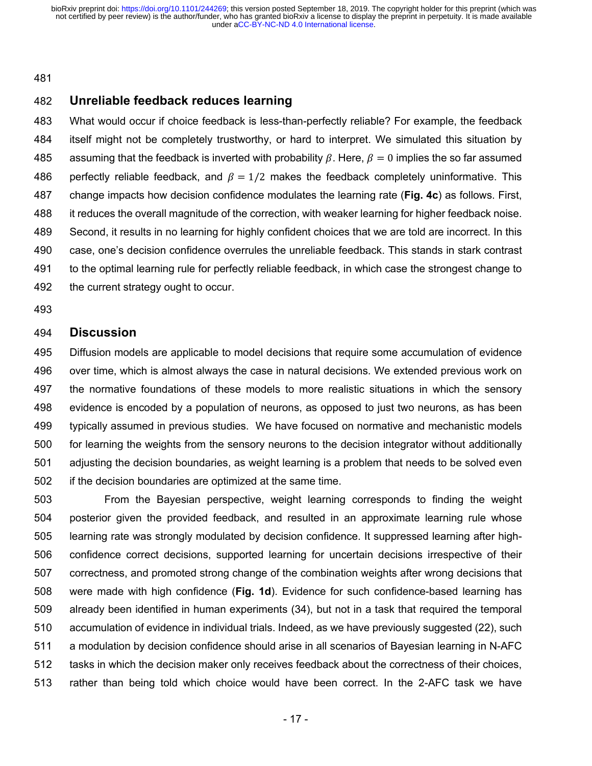## Unreliable feedback reduces learning

What would occur if choice feedback is less-than-perfectly reliable? For example, the feedback itself might not be completely trustworthy, or hard to interpret. We simulated this situation by assuming that the feedback is inverted with probability $\beta$. Here, $\beta = 0$ implies the so far assumed perfectly reliable feedback, and $\beta = 1/2$ makes the feedback completely uninformative. This change impacts how decision confidence modulates the learning rate (**Fig. 4c**) as follows. First, it reduces the overall magnitude of the correction, with weaker learning for higher feedback noise. Second, it results in no learning for highly confident choices that we are told are incorrect. In this case, one's decision confidence overrules the unreliable feedback. This stands in stark contrast to the optimal learning rule for perfectly reliable feedback, in which case the strongest change to the current strategy ought to occur.

## Discussion

Diffusion models are applicable to model decisions that require some accumulation of evidence over time, which is almost always the case in natural decisions. We extended previous work on the normative foundations of these models to more realistic situations in which the sensory evidence is encoded by a population of neurons, as opposed to just two neurons, as has been typically assumed in previous studies. We have focused on normative and mechanistic models for learning the weights from the sensory neurons to the decision integrator without additionally adjusting the decision boundaries, as weight learning is a problem that needs to be solved even if the decision boundaries are optimized at the same time.

From the Bayesian perspective, weight learning corresponds to finding the weight posterior given the provided feedback, and resulted in an approximate learning rule whose learning rate was strongly modulated by decision confidence. It suppressed learning after high-confidence correct decisions, supported learning for uncertain decisions irrespective of their correctness, and promoted strong change of the combination weights after wrong decisions that were made with high confidence (**Fig. 1d**). Evidence for such confidence-based learning has already been identified in human experiments (34), but not in a task that required the temporal accumulation of evidence in individual trials. Indeed, as we have previously suggested (22), such a modulation by decision confidence should arise in all scenarios of Bayesian learning in N-AFC tasks in which the decision maker only receives feedback about the correctness of their choices, rather than being told which choice would have been correct. In the 2-AFC task we have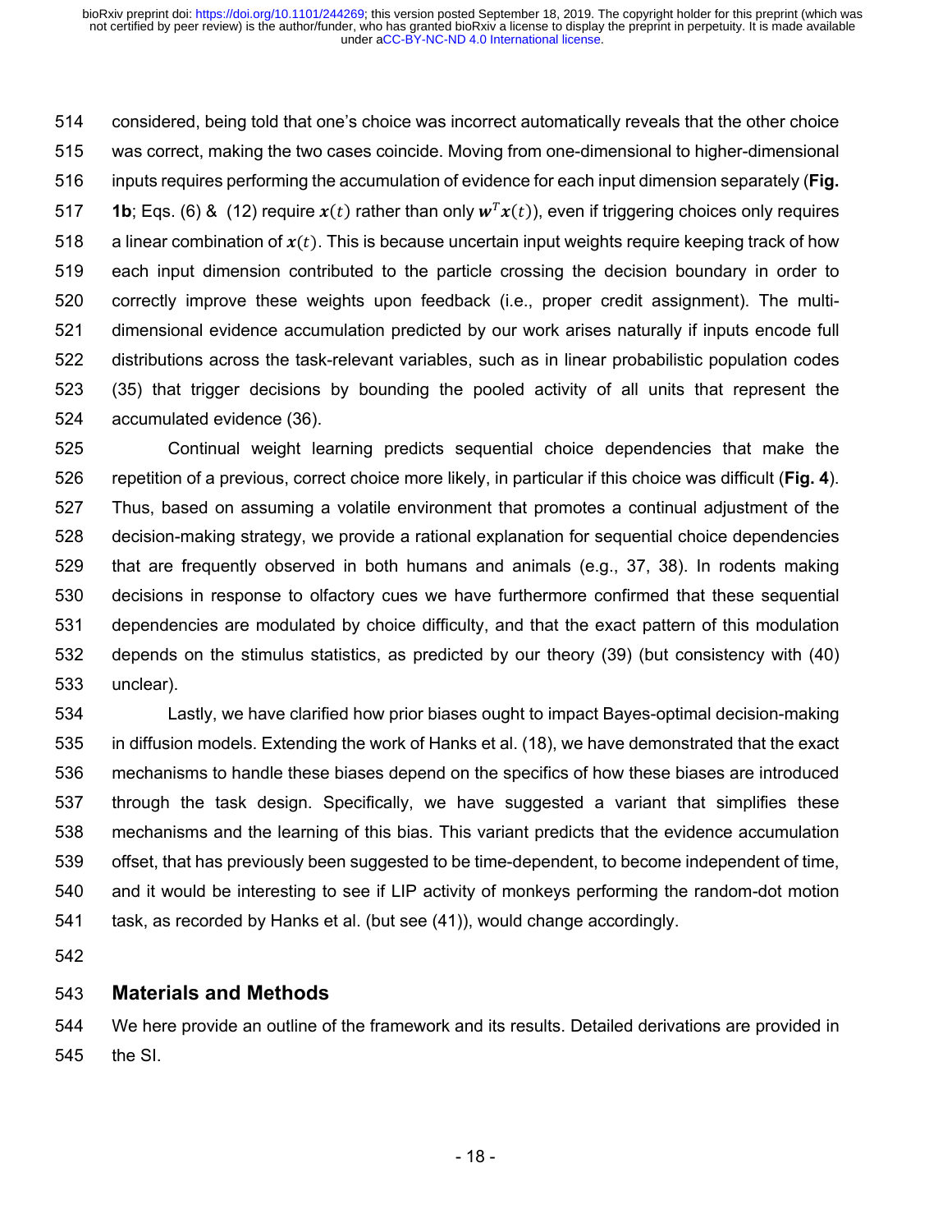considered, being told that one's choice was incorrect automatically reveals that the other choice was correct, making the two cases coincide. Moving from one-dimensional to higher-dimensional inputs requires performing the accumulation of evidence for each input dimension separately (**Fig. 1b**; Eqs. (6) & (12) require $\boldsymbol{x}(t)$ rather than only $\boldsymbol{w}^T\boldsymbol{x}(t)$), even if triggering choices only requires a linear combination of $\boldsymbol{x}(t)$. This is because uncertain input weights require keeping track of how each input dimension contributed to the particle crossing the decision boundary in order to correctly improve these weights upon feedback (i.e., proper credit assignment). The multi-dimensional evidence accumulation predicted by our work arises naturally if inputs encode full distributions across the task-relevant variables, such as in linear probabilistic population codes (35) that trigger decisions by bounding the pooled activity of all units that represent the accumulated evidence (36).

Continual weight learning predicts sequential choice dependencies that make the repetition of a previous, correct choice more likely, in particular if this choice was difficult (**Fig. 4**). Thus, based on assuming a volatile environment that promotes a continual adjustment of the decision-making strategy, we provide a rational explanation for sequential choice dependencies that are frequently observed in both humans and animals (e.g., 37, 38). In rodents making decisions in response to olfactory cues we have furthermore confirmed that these sequential dependencies are modulated by choice difficulty, and that the exact pattern of this modulation depends on the stimulus statistics, as predicted by our theory (39) (but consistency with (40) unclear).

Lastly, we have clarified how prior biases ought to impact Bayes-optimal decision-making in diffusion models. Extending the work of Hanks et al. (18), we have demonstrated that the exact mechanisms to handle these biases depend on the specifics of how these biases are introduced through the task design. Specifically, we have suggested a variant that simplifies these mechanisms and the learning of this bias. This variant predicts that the evidence accumulation offset, that has previously been suggested to be time-dependent, to become independent of time, and it would be interesting to see if LIP activity of monkeys performing the random-dot motion task, as recorded by Hanks et al. (but see (41)), would change accordingly.

## Materials and Methods

We here provide an outline of the framework and its results. Detailed derivations are provided in the SI.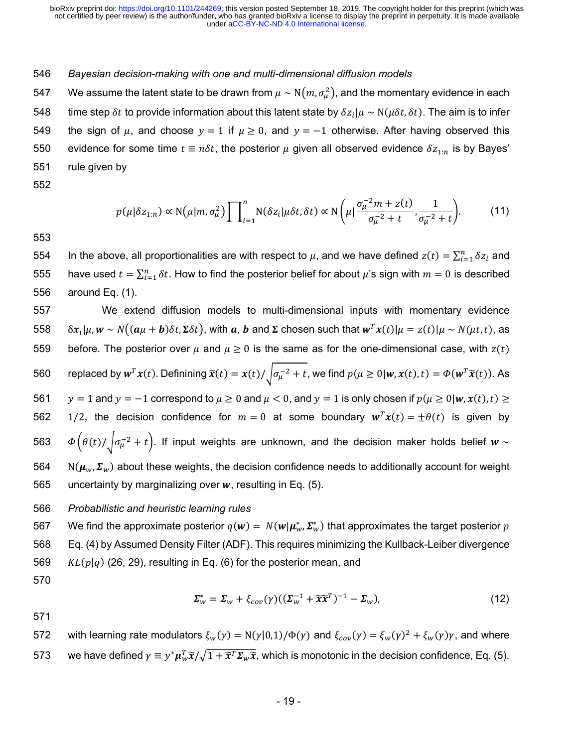*Bayesian decision-making with one and multi-dimensional diffusion models*

We assume the latent state to be drawn from $\mu \sim \mathrm{N}(m, \sigma_\mu^2)$, and the momentary evidence in each time step $\delta t$ to provide information about this latent state by $\delta z_i|\mu \sim \mathrm{N}(\mu\delta t, \delta t)$. The aim is to infer the sign of $\mu$, and choose $y = 1$ if $\mu \geq 0$, and $y = -1$ otherwise. After having observed this evidence for some time $t \equiv n\delta t$, the posterior $\mu$ given all observed evidence $\delta z_{1:n}$ is by Bayes' rule given by

$$p(\mu|\delta z_{1:n}) \propto \mathrm{N}(\mu|m, \sigma_\mu^2) \prod_{i=1}^{n} \mathrm{N}(\delta z_i|\mu\delta t, \delta t) \propto \mathrm{N}\left(\mu \Big| \frac{\sigma_\mu^{-2} m + z(t)}{\sigma_\mu^{-2} + t}, \frac{1}{\sigma_\mu^{-2} + t}\right). \tag{11}$$

In the above, all proportionalities are with respect to $\mu$, and we have defined $z(t) = \sum_{i=1}^{n} \delta z_i$ and have used $t = \sum_{i=1}^{n} \delta t$. How to find the posterior belief for about $\mu$'s sign with $m = 0$ is described around Eq. (1).

We extend diffusion models to multi-dimensional inputs with momentary evidence $\delta \boldsymbol{x}_i|\mu, \boldsymbol{w} \sim N((\boldsymbol{a}\mu + \boldsymbol{b})\delta t, \boldsymbol{\Sigma}\delta t)$, with $\boldsymbol{a}$, $\boldsymbol{b}$ and $\boldsymbol{\Sigma}$ chosen such that $\boldsymbol{w}^T\boldsymbol{x}(t)|\mu = z(t)|\mu \sim N(\mu t, t)$, as before. The posterior over $\mu$ and $\mu \geq 0$ is the same as for the one-dimensional case, with $z(t)$ replaced by $\boldsymbol{w}^T\boldsymbol{x}(t)$. Definining $\tilde{\boldsymbol{x}}(t) = \boldsymbol{x}(t)/\sqrt{\sigma_\mu^{-2} + t}$, we find $p(\mu \geq 0|\boldsymbol{w}, \boldsymbol{x}(t), t) = \Phi(\boldsymbol{w}^T\tilde{\boldsymbol{x}}(t))$. As $y = 1$ and $y = -1$ correspond to $\mu \geq 0$ and $\mu < 0$, and $y = 1$ is only chosen if $p(\mu \geq 0|\boldsymbol{w}, \boldsymbol{x}(t), t) \geq 1/2$, the decision confidence for $m = 0$ at some boundary $\boldsymbol{w}^T\boldsymbol{x}(t) = \pm\theta(t)$ is given by $\Phi\left(\theta(t)/\sqrt{\sigma_\mu^{-2} + t}\right)$. If input weights are unknown, and the decision maker holds belief $\boldsymbol{w} \sim \mathrm{N}(\boldsymbol{\mu}_w, \boldsymbol{\Sigma}_w)$ about these weights, the decision confidence needs to additionally account for weight uncertainty by marginalizing over $\boldsymbol{w}$, resulting in Eq. (5).

*Probabilistic and heuristic learning rules*

We find the approximate posterior $q(\boldsymbol{w}) = N(\boldsymbol{w}|\boldsymbol{\mu}_w^*, \boldsymbol{\Sigma}_w^*)$ that approximates the target posterior $p$ Eq. (4) by Assumed Density Filter (ADF). This requires minimizing the Kullback-Leiber divergence $KL(p|q)$ (26, 29), resulting in Eq. (6) for the posterior mean, and

$$\boldsymbol{\Sigma}_w^* = \boldsymbol{\Sigma}_w + \xi_{cov}(\gamma)((\boldsymbol{\Sigma}_w^{-1} + \tilde{\boldsymbol{x}}\tilde{\boldsymbol{x}}^T)^{-1} - \boldsymbol{\Sigma}_w), \tag{12}$$

with learning rate modulators $\xi_w(\gamma) = \mathrm{N}(\gamma|0,1)/\Phi(\gamma)$ and $\xi_{cov}(\gamma) = \xi_w(\gamma)^2 + \xi_w(\gamma)\gamma$, and where we have defined $\gamma \equiv y^*\boldsymbol{\mu}_w^T\tilde{\boldsymbol{x}}/\sqrt{1 + \tilde{\boldsymbol{x}}^T\boldsymbol{\Sigma}_w\tilde{\boldsymbol{x}}}$, which is monotonic in the decision confidence, Eq. (5).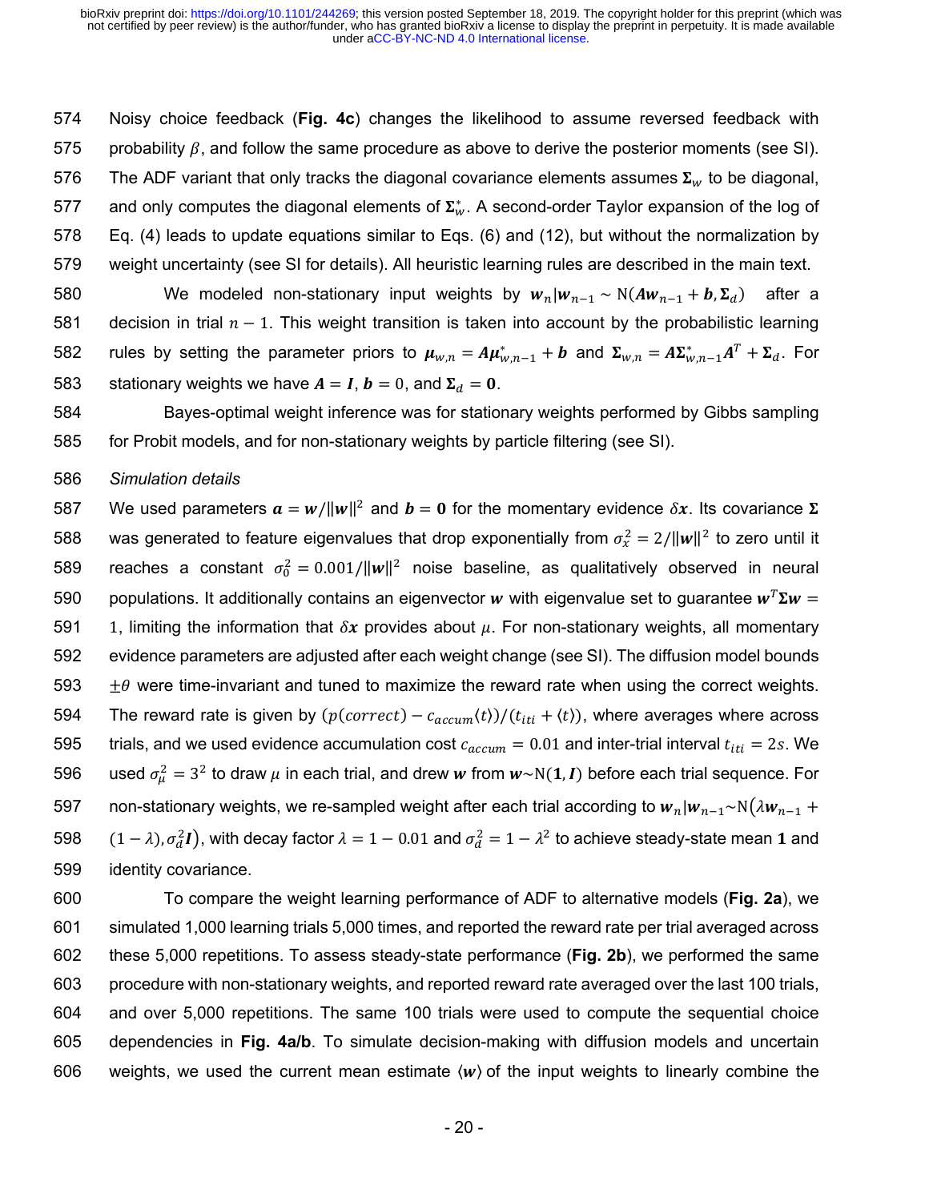Noisy choice feedback (**Fig. 4c**) changes the likelihood to assume reversed feedback with probability $\beta$, and follow the same procedure as above to derive the posterior moments (see SI). The ADF variant that only tracks the diagonal covariance elements assumes $\boldsymbol{\Sigma}_w$ to be diagonal, and only computes the diagonal elements of $\boldsymbol{\Sigma}_w^*$. A second-order Taylor expansion of the log of Eq. (4) leads to update equations similar to Eqs. (6) and (12), but without the normalization by weight uncertainty (see SI for details). All heuristic learning rules are described in the main text.

We modeled non-stationary input weights by $\boldsymbol{w}_n|\boldsymbol{w}_{n-1} \sim \mathrm{N}(\boldsymbol{A}\boldsymbol{w}_{n-1} + \boldsymbol{b}, \boldsymbol{\Sigma}_d)$ after a decision in trial $n-1$. This weight transition is taken into account by the probabilistic learning rules by setting the parameter priors to $\boldsymbol{\mu}_{w,n} = \boldsymbol{A}\boldsymbol{\mu}_{w,n-1}^* + \boldsymbol{b}$ and $\boldsymbol{\Sigma}_{w,n} = \boldsymbol{A}\boldsymbol{\Sigma}_{w,n-1}^*\boldsymbol{A}^T + \boldsymbol{\Sigma}_d$. For stationary weights we have $\boldsymbol{A} = \boldsymbol{I}$, $\boldsymbol{b} = 0$, and $\boldsymbol{\Sigma}_d = \boldsymbol{0}$.

Bayes-optimal weight inference was for stationary weights performed by Gibbs sampling for Probit models, and for non-stationary weights by particle filtering (see SI).

*Simulation details*

We used parameters $\boldsymbol{a} = \boldsymbol{w}/\|\boldsymbol{w}\|^2$ and $\boldsymbol{b} = \boldsymbol{0}$ for the momentary evidence $\delta\boldsymbol{x}$. Its covariance $\boldsymbol{\Sigma}$ was generated to feature eigenvalues that drop exponentially from $\sigma_x^2 = 2/\|\boldsymbol{w}\|^2$ to zero until it reaches a constant $\sigma_0^2 = 0.001/\|\boldsymbol{w}\|^2$ noise baseline, as qualitatively observed in neural populations. It additionally contains an eigenvector $\boldsymbol{w}$ with eigenvalue set to guarantee $\boldsymbol{w}^T\boldsymbol{\Sigma}\boldsymbol{w} = 1$, limiting the information that $\delta\boldsymbol{x}$ provides about $\mu$. For non-stationary weights, all momentary evidence parameters are adjusted after each weight change (see SI). The diffusion model bounds $\pm\theta$ were time-invariant and tuned to maximize the reward rate when using the correct weights. The reward rate is given by $(p(correct) - c_{accum}\langle t\rangle)/(t_{iti} + \langle t\rangle)$, where averages where across trials, and we used evidence accumulation cost $c_{accum} = 0.01$ and inter-trial interval $t_{iti} = 2s$. We used $\sigma_\mu^2 = 3^2$ to draw $\mu$ in each trial, and drew $\boldsymbol{w}$ from $\boldsymbol{w} \sim \mathrm{N}(\boldsymbol{1}, \boldsymbol{I})$ before each trial sequence. For non-stationary weights, we re-sampled weight after each trial according to $\boldsymbol{w}_n|\boldsymbol{w}_{n-1} \sim \mathrm{N}\left(\lambda\boldsymbol{w}_{n-1} + (1-\lambda), \sigma_d^2\boldsymbol{I}\right)$, with decay factor $\lambda = 1 - 0.01$ and $\sigma_d^2 = 1 - \lambda^2$ to achieve steady-state mean $\boldsymbol{1}$ and identity covariance.

To compare the weight learning performance of ADF to alternative models (**Fig. 2a**), we simulated 1,000 learning trials 5,000 times, and reported the reward rate per trial averaged across these 5,000 repetitions. To assess steady-state performance (**Fig. 2b**), we performed the same procedure with non-stationary weights, and reported reward rate averaged over the last 100 trials, and over 5,000 repetitions. The same 100 trials were used to compute the sequential choice dependencies in **Fig. 4a/b**. To simulate decision-making with diffusion models and uncertain weights, we used the current mean estimate $\langle\boldsymbol{w}\rangle$ of the input weights to linearly combine the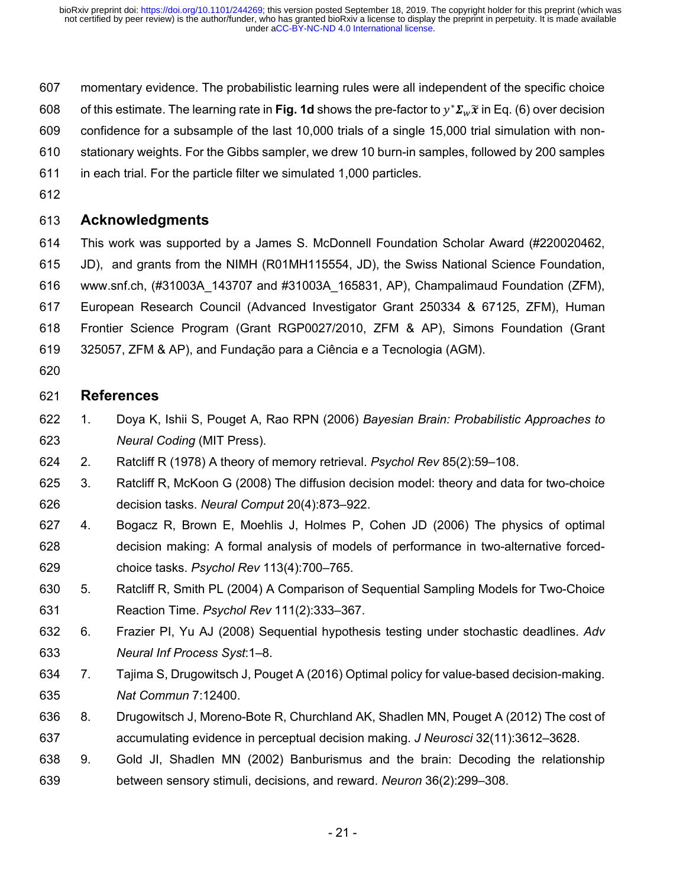momentary evidence. The probabilistic learning rules were all independent of the specific choice of this estimate. The learning rate in **Fig. 1d** shows the pre-factor to $y^* \boldsymbol{\Sigma}_w \tilde{\boldsymbol{x}}$ in Eq. (6) over decision confidence for a subsample of the last 10,000 trials of a single 15,000 trial simulation with non-stationary weights. For the Gibbs sampler, we drew 10 burn-in samples, followed by 200 samples in each trial. For the particle filter we simulated 1,000 particles.

## Acknowledgments

This work was supported by a James S. McDonnell Foundation Scholar Award (#220020462, JD), and grants from the NIMH (R01MH115554, JD), the Swiss National Science Foundation, www.snf.ch, (#31003A_143707 and #31003A_165831, AP), Champalimaud Foundation (ZFM), European Research Council (Advanced Investigator Grant 250334 & 67125, ZFM), Human Frontier Science Program (Grant RGP0027/2010, ZFM & AP), Simons Foundation (Grant 325057, ZFM & AP), and Fundação para a Ciência e a Tecnologia (AGM).

## References

1. Doya K, Ishii S, Pouget A, Rao RPN (2006) *Bayesian Brain: Probabilistic Approaches to Neural Coding* (MIT Press).
2. Ratcliff R (1978) A theory of memory retrieval. *Psychol Rev* 85(2):59–108.
3. Ratcliff R, McKoon G (2008) The diffusion decision model: theory and data for two-choice decision tasks. *Neural Comput* 20(4):873–922.
4. Bogacz R, Brown E, Moehlis J, Holmes P, Cohen JD (2006) The physics of optimal decision making: A formal analysis of models of performance in two-alternative forced-choice tasks. *Psychol Rev* 113(4):700–765.
5. Ratcliff R, Smith PL (2004) A Comparison of Sequential Sampling Models for Two-Choice Reaction Time. *Psychol Rev* 111(2):333–367.
6. Frazier PI, Yu AJ (2008) Sequential hypothesis testing under stochastic deadlines. *Adv Neural Inf Process Syst*:1–8.
7. Tajima S, Drugowitsch J, Pouget A (2016) Optimal policy for value-based decision-making. *Nat Commun* 7:12400.
8. Drugowitsch J, Moreno-Bote R, Churchland AK, Shadlen MN, Pouget A (2012) The cost of accumulating evidence in perceptual decision making. *J Neurosci* 32(11):3612–3628.
9. Gold JI, Shadlen MN (2002) Banburismus and the brain: Decoding the relationship between sensory stimuli, decisions, and reward. *Neuron* 36(2):299–308.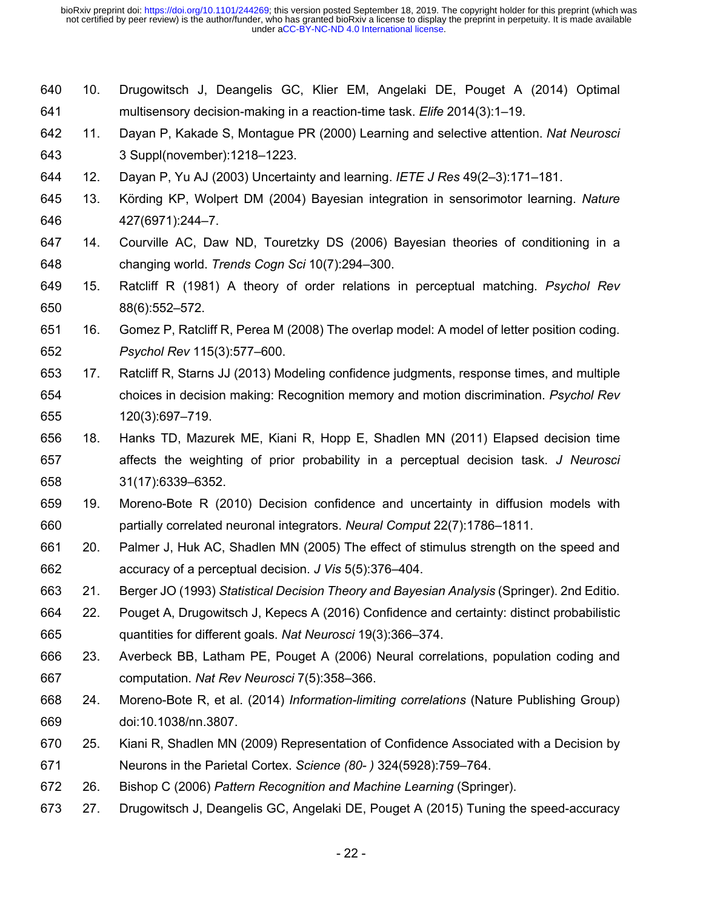10. Drugowitsch J, Deangelis GC, Klier EM, Angelaki DE, Pouget A (2014) Optimal multisensory decision-making in a reaction-time task. *Elife* 2014(3):1–19.
11. Dayan P, Kakade S, Montague PR (2000) Learning and selective attention. *Nat Neurosci* 3 Suppl(november):1218–1223.
12. Dayan P, Yu AJ (2003) Uncertainty and learning. *IETE J Res* 49(2–3):171–181.
13. Körding KP, Wolpert DM (2004) Bayesian integration in sensorimotor learning. *Nature* 427(6971):244–7.
14. Courville AC, Daw ND, Touretzky DS (2006) Bayesian theories of conditioning in a changing world. *Trends Cogn Sci* 10(7):294–300.
15. Ratcliff R (1981) A theory of order relations in perceptual matching. *Psychol Rev* 88(6):552–572.
16. Gomez P, Ratcliff R, Perea M (2008) The overlap model: A model of letter position coding. *Psychol Rev* 115(3):577–600.
17. Ratcliff R, Starns JJ (2013) Modeling confidence judgments, response times, and multiple choices in decision making: Recognition memory and motion discrimination. *Psychol Rev* 120(3):697–719.
18. Hanks TD, Mazurek ME, Kiani R, Hopp E, Shadlen MN (2011) Elapsed decision time affects the weighting of prior probability in a perceptual decision task. *J Neurosci* 31(17):6339–6352.
19. Moreno-Bote R (2010) Decision confidence and uncertainty in diffusion models with partially correlated neuronal integrators. *Neural Comput* 22(7):1786–1811.
20. Palmer J, Huk AC, Shadlen MN (2005) The effect of stimulus strength on the speed and accuracy of a perceptual decision. *J Vis* 5(5):376–404.
21. Berger JO (1993) *Statistical Decision Theory and Bayesian Analysis* (Springer). 2nd Editio.
22. Pouget A, Drugowitsch J, Kepecs A (2016) Confidence and certainty: distinct probabilistic quantities for different goals. *Nat Neurosci* 19(3):366–374.
23. Averbeck BB, Latham PE, Pouget A (2006) Neural correlations, population coding and computation. *Nat Rev Neurosci* 7(5):358–366.
24. Moreno-Bote R, et al. (2014) *Information-limiting correlations* (Nature Publishing Group) doi:10.1038/nn.3807.
25. Kiani R, Shadlen MN (2009) Representation of Confidence Associated with a Decision by Neurons in the Parietal Cortex. *Science (80- )* 324(5928):759–764.
26. Bishop C (2006) *Pattern Recognition and Machine Learning* (Springer).
27. Drugowitsch J, Deangelis GC, Angelaki DE, Pouget A (2015) Tuning the speed-accuracy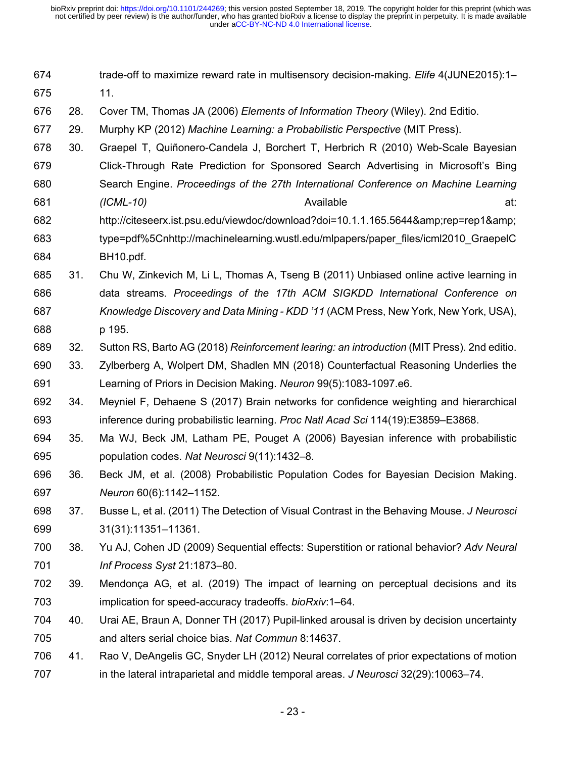trade-off to maximize reward rate in multisensory decision-making. *Elife* 4(JUNE2015):1–11.

28. Cover TM, Thomas JA (2006) *Elements of Information Theory* (Wiley). 2nd Editio.
29. Murphy KP (2012) *Machine Learning: a Probabilistic Perspective* (MIT Press).
30. Graepel T, Quiñonero-Candela J, Borchert T, Herbrich R (2010) Web-Scale Bayesian Click-Through Rate Prediction for Sponsored Search Advertising in Microsoft's Bing Search Engine. *Proceedings of the 27th International Conference on Machine Learning (ICML-10)* Available at: http://citeseerx.ist.psu.edu/viewdoc/download?doi=10.1.1.165.5644&amp;rep=rep1&amp;type=pdf%5Cnhttp://machinelearning.wustl.edu/mlpapers/paper_files/icml2010_GraepelCBH10.pdf.
31. Chu W, Zinkevich M, Li L, Thomas A, Tseng B (2011) Unbiased online active learning in data streams. *Proceedings of the 17th ACM SIGKDD International Conference on Knowledge Discovery and Data Mining - KDD '11* (ACM Press, New York, New York, USA), p 195.
32. Sutton RS, Barto AG (2018) *Reinforcement learing: an introduction* (MIT Press). 2nd editio.
33. Zylberberg A, Wolpert DM, Shadlen MN (2018) Counterfactual Reasoning Underlies the Learning of Priors in Decision Making. *Neuron* 99(5):1083-1097.e6.
34. Meyniel F, Dehaene S (2017) Brain networks for confidence weighting and hierarchical inference during probabilistic learning. *Proc Natl Acad Sci* 114(19):E3859–E3868.
35. Ma WJ, Beck JM, Latham PE, Pouget A (2006) Bayesian inference with probabilistic population codes. *Nat Neurosci* 9(11):1432–8.
36. Beck JM, et al. (2008) Probabilistic Population Codes for Bayesian Decision Making. *Neuron* 60(6):1142–1152.
37. Busse L, et al. (2011) The Detection of Visual Contrast in the Behaving Mouse. *J Neurosci* 31(31):11351–11361.
38. Yu AJ, Cohen JD (2009) Sequential effects: Superstition or rational behavior? *Adv Neural Inf Process Syst* 21:1873–80.
39. Mendonça AG, et al. (2019) The impact of learning on perceptual decisions and its implication for speed-accuracy tradeoffs. *bioRxiv*:1–64.
40. Urai AE, Braun A, Donner TH (2017) Pupil-linked arousal is driven by decision uncertainty and alters serial choice bias. *Nat Commun* 8:14637.
41. Rao V, DeAngelis GC, Snyder LH (2012) Neural correlates of prior expectations of motion in the lateral intraparietal and middle temporal areas. *J Neurosci* 32(29):10063–74.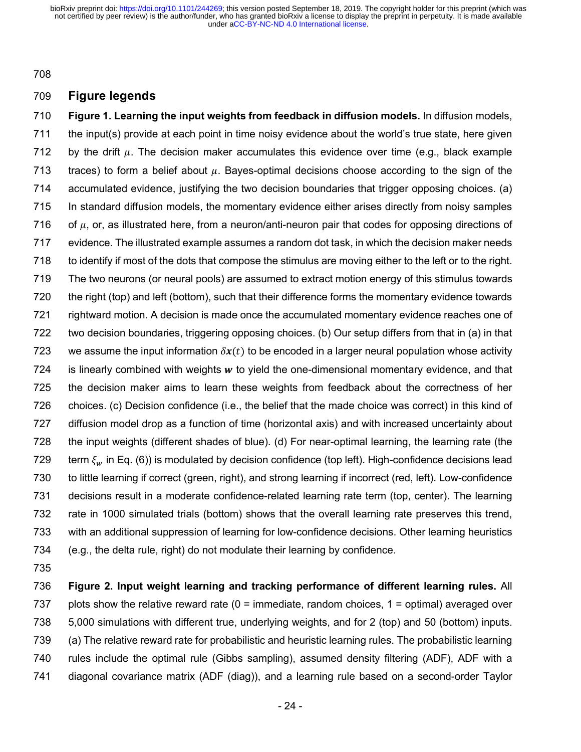## Figure legends

**Figure 1. Learning the input weights from feedback in diffusion models.** In diffusion models, the input(s) provide at each point in time noisy evidence about the world's true state, here given by the drift $\mu$. The decision maker accumulates this evidence over time (e.g., black example traces) to form a belief about $\mu$. Bayes-optimal decisions choose according to the sign of the accumulated evidence, justifying the two decision boundaries that trigger opposing choices. (a) In standard diffusion models, the momentary evidence either arises directly from noisy samples of $\mu$, or, as illustrated here, from a neuron/anti-neuron pair that codes for opposing directions of evidence. The illustrated example assumes a random dot task, in which the decision maker needs to identify if most of the dots that compose the stimulus are moving either to the left or to the right. The two neurons (or neural pools) are assumed to extract motion energy of this stimulus towards the right (top) and left (bottom), such that their difference forms the momentary evidence towards rightward motion. A decision is made once the accumulated momentary evidence reaches one of two decision boundaries, triggering opposing choices. (b) Our setup differs from that in (a) in that we assume the input information $\delta\boldsymbol{x}(t)$ to be encoded in a larger neural population whose activity is linearly combined with weights $\boldsymbol{w}$ to yield the one-dimensional momentary evidence, and that the decision maker aims to learn these weights from feedback about the correctness of her choices. (c) Decision confidence (i.e., the belief that the made choice was correct) in this kind of diffusion model drop as a function of time (horizontal axis) and with increased uncertainty about the input weights (different shades of blue). (d) For near-optimal learning, the learning rate (the term $\xi_w$ in Eq. (6)) is modulated by decision confidence (top left). High-confidence decisions lead to little learning if correct (green, right), and strong learning if incorrect (red, left). Low-confidence decisions result in a moderate confidence-related learning rate term (top, center). The learning rate in 1000 simulated trials (bottom) shows that the overall learning rate preserves this trend, with an additional suppression of learning for low-confidence decisions. Other learning heuristics (e.g., the delta rule, right) do not modulate their learning by confidence.

**Figure 2. Input weight learning and tracking performance of different learning rules.** All plots show the relative reward rate (0 = immediate, random choices, 1 = optimal) averaged over 5,000 simulations with different true, underlying weights, and for 2 (top) and 50 (bottom) inputs. (a) The relative reward rate for probabilistic and heuristic learning rules. The probabilistic learning rules include the optimal rule (Gibbs sampling), assumed density filtering (ADF), ADF with a diagonal covariance matrix (ADF (diag)), and a learning rule based on a second-order Taylor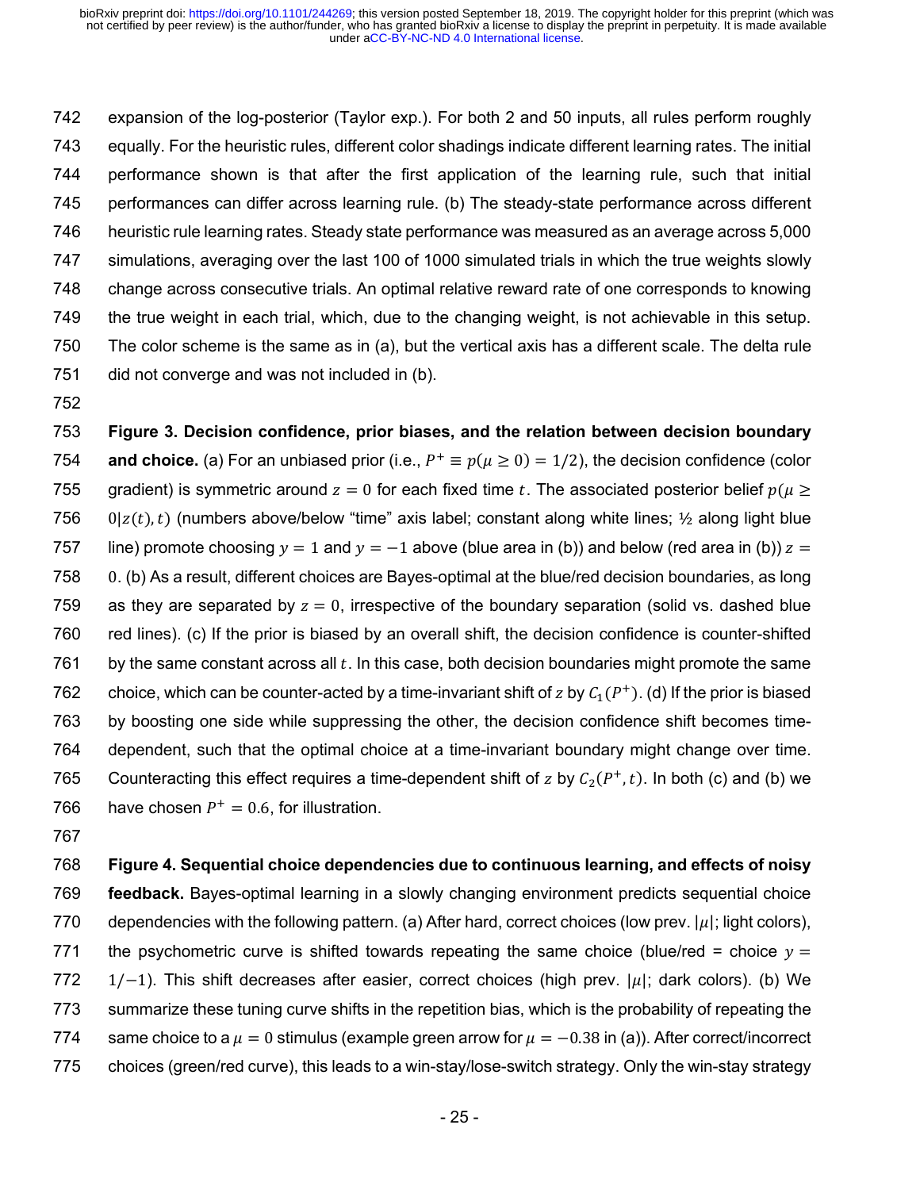expansion of the log-posterior (Taylor exp.). For both 2 and 50 inputs, all rules perform roughly equally. For the heuristic rules, different color shadings indicate different learning rates. The initial performance shown is that after the first application of the learning rule, such that initial performances can differ across learning rule. (b) The steady-state performance across different heuristic rule learning rates. Steady state performance was measured as an average across 5,000 simulations, averaging over the last 100 of 1000 simulated trials in which the true weights slowly change across consecutive trials. An optimal relative reward rate of one corresponds to knowing the true weight in each trial, which, due to the changing weight, is not achievable in this setup. The color scheme is the same as in (a), but the vertical axis has a different scale. The delta rule did not converge and was not included in (b).

**Figure 3. Decision confidence, prior biases, and the relation between decision boundary and choice.** (a) For an unbiased prior (i.e., $P^+ \equiv p(\mu \geq 0) = 1/2$), the decision confidence (color gradient) is symmetric around $z = 0$ for each fixed time $t$. The associated posterior belief $p(\mu \geq 0|z(t), t)$ (numbers above/below "time" axis label; constant along white lines; ½ along light blue line) promote choosing $y = 1$ and $y = -1$ above (blue area in (b)) and below (red area in (b)) $z = 0$. (b) As a result, different choices are Bayes-optimal at the blue/red decision boundaries, as long as they are separated by $z = 0$, irrespective of the boundary separation (solid vs. dashed blue red lines). (c) If the prior is biased by an overall shift, the decision confidence is counter-shifted by the same constant across all $t$. In this case, both decision boundaries might promote the same choice, which can be counter-acted by a time-invariant shift of $z$ by $C_1(P^+)$. (d) If the prior is biased by boosting one side while suppressing the other, the decision confidence shift becomes time-dependent, such that the optimal choice at a time-invariant boundary might change over time. Counteracting this effect requires a time-dependent shift of $z$ by $C_2(P^+, t)$. In both (c) and (b) we have chosen $P^+ = 0.6$, for illustration.

**Figure 4. Sequential choice dependencies due to continuous learning, and effects of noisy feedback.** Bayes-optimal learning in a slowly changing environment predicts sequential choice dependencies with the following pattern. (a) After hard, correct choices (low prev. $|\mu|$; light colors), the psychometric curve is shifted towards repeating the same choice (blue/red = choice $y = 1/-1$). This shift decreases after easier, correct choices (high prev. $|\mu|$; dark colors). (b) We summarize these tuning curve shifts in the repetition bias, which is the probability of repeating the same choice to a $\mu = 0$ stimulus (example green arrow for $\mu = -0.38$ in (a)). After correct/incorrect choices (green/red curve), this leads to a win-stay/lose-switch strategy. Only the win-stay strategy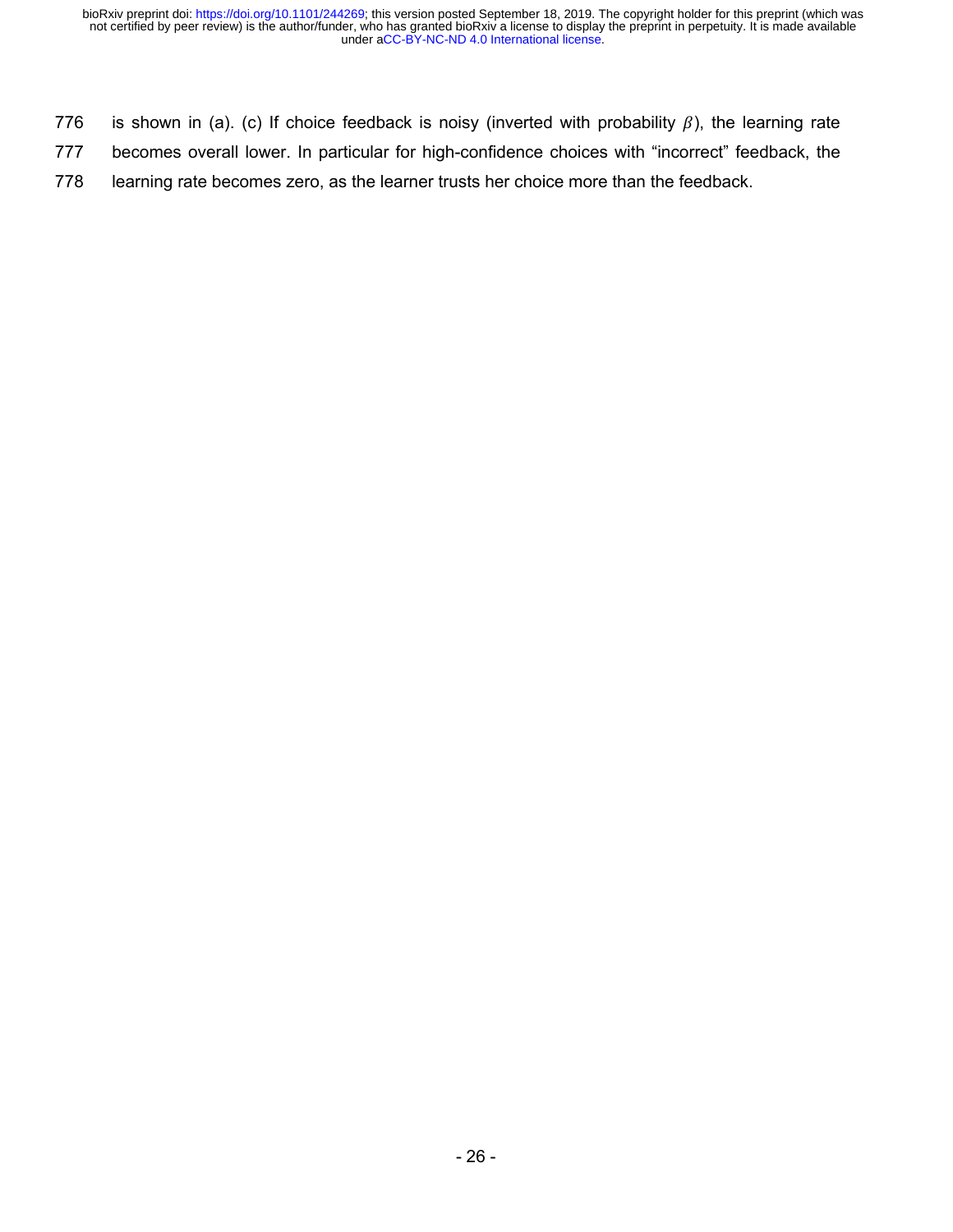is shown in (a). (c) If choice feedback is noisy (inverted with probability $\beta$), the learning rate becomes overall lower. In particular for high-confidence choices with "incorrect" feedback, the learning rate becomes zero, as the learner trusts her choice more than the feedback.